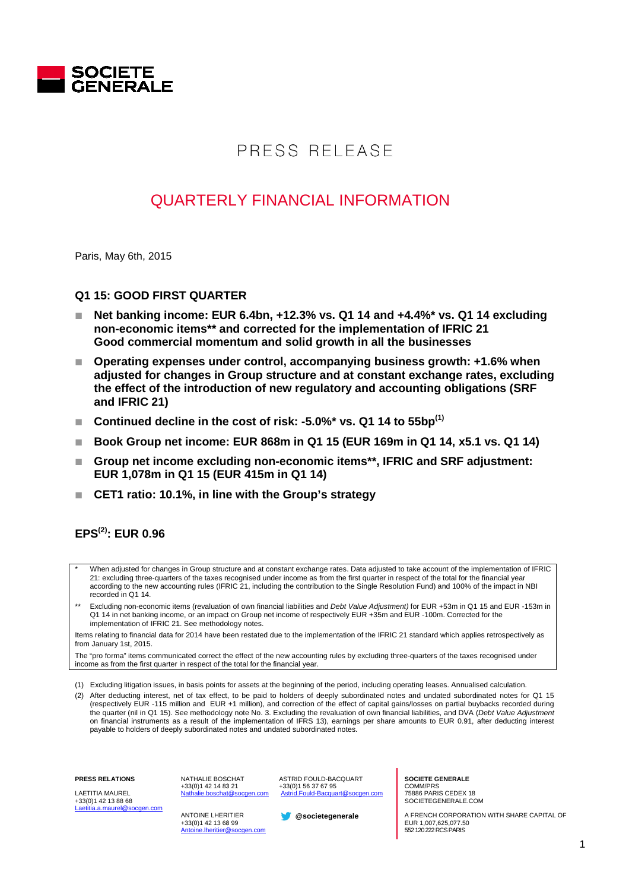SOCIETE GENERALE

# PRESS RELEASE

## QUARTERLY FINANCIAL INFORMATION

Paris, May 6th, 2015

### Q1 15: GOOD FIRST QUARTER

- **Net banking income: EUR 6.4bn, +12.3% vs. Q1 14 and +4.4%* vs. Q1 14 excluding non-economic items** and corrected for the implementation of IFRIC 21 Good commercial momentum and solid growth in all the businesses**
- **Operating expenses under control, accompanying business growth: +1.6% when adjusted for changes in Group structure and at constant exchange rates, excluding the effect of the introduction of new regulatory and accounting obligations (SRF and IFRIC 21)**
- **Continued decline in the cost of risk: -5.0%* vs. Q1 14 to 55bp(1)**
- **Book Group net income: EUR 868m in Q1 15 (EUR 169m in Q1 14, x5.1 vs. Q1 14)**
- **Group net income excluding non-economic items**, IFRIC and SRF adjustment: EUR 1,078m in Q1 15 (EUR 415m in Q1 14)**
- **CET1 ratio: 10.1%, in line with the Group's strategy**

### EPS(2): EUR 0.96

\* When adjusted for changes in Group structure and at constant exchange rates. Data adjusted to take account of the implementation of IFRIC 21: excluding three-quarters of the taxes recognised under income as from the first quarter in respect of the total for the financial year according to the new accounting rules (IFRIC 21, including the contribution to the Single Resolution Fund) and 100% of the impact in NBI recorded in Q1 14.

\*\* Excluding non-economic items (revaluation of own financial liabilities and *Debt Value Adjustment)* for EUR +53m in Q1 15 and EUR -153m in Q1 14 in net banking income, or an impact on Group net income of respectively EUR +35m and EUR -100m. Corrected for the implementation of IFRIC 21. See methodology notes.

Items relating to financial data for 2014 have been restated due to the implementation of the IFRIC 21 standard which applies retrospectively as from January 1st, 2015.

The "pro forma" items communicated correct the effect of the new accounting rules by excluding three-quarters of the taxes recognised under income as from the first quarter in respect of the total for the financial year.

(1) Excluding litigation issues, in basis points for assets at the beginning of the period, including operating leases. Annualised calculation.

(2) After deducting interest, net of tax effect, to be paid to holders of deeply subordinated notes and undated subordinated notes for Q1 15 (respectively EUR -115 million and EUR +1 million), and correction of the effect of capital gains/losses on partial buybacks recorded during the quarter (nil in Q1 15). See methodology note No. 3. Excluding the revaluation of own financial liabilities, and DVA (*Debt Value Adjustment* on financial instruments as a result of the implementation of IFRS 13), earnings per share amounts to EUR 0.91, after deducting interest payable to holders of deeply subordinated notes and undated subordinated notes.

**PRESS RELATIONS**

LAETITIA MAUREL
+33(0)1 42 13 88 68
Laetitia.a.maurel@socgen.com

NATHALIE BOSCHAT
+33(0)1 42 14 83 21
Nathalie.boschat@socgen.com

ANTOINE LHERITIER
+33(0)1 42 13 68 99
Antoine.lheritier@socgen.com

ASTRID FOULD-BACQUART
+33(0)1 56 37 67 95
Astrid.Fould-Bacquart@socgen.com

@societegenerale

**SOCIETE GENERALE**
COMM/PRS
75886 PARIS CEDEX 18
SOCIETEGENERALE.COM

A FRENCH CORPORATION WITH SHARE CAPITAL OF EUR 1,007,625,077.50
552 120 222 RCS PARIS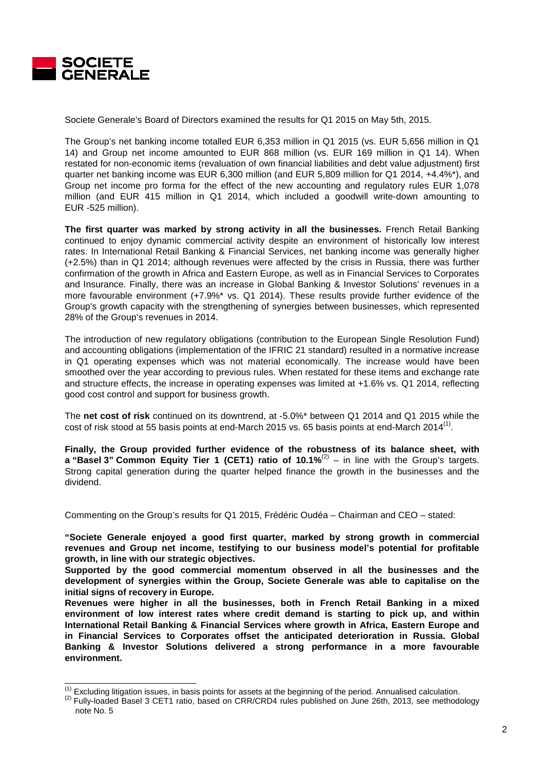Societe Generale's Board of Directors examined the results for Q1 2015 on May 5th, 2015.

The Group's net banking income totalled EUR 6,353 million in Q1 2015 (vs. EUR 5,656 million in Q1 14) and Group net income amounted to EUR 868 million (vs. EUR 169 million in Q1 14). When restated for non-economic items (revaluation of own financial liabilities and debt value adjustment) first quarter net banking income was EUR 6,300 million (and EUR 5,809 million for Q1 2014, +4.4%*), and Group net income pro forma for the effect of the new accounting and regulatory rules EUR 1,078 million (and EUR 415 million in Q1 2014, which included a goodwill write-down amounting to EUR -525 million).

**The first quarter was marked by strong activity in all the businesses.** French Retail Banking continued to enjoy dynamic commercial activity despite an environment of historically low interest rates. In International Retail Banking & Financial Services, net banking income was generally higher (+2.5%) than in Q1 2014; although revenues were affected by the crisis in Russia, there was further confirmation of the growth in Africa and Eastern Europe, as well as in Financial Services to Corporates and Insurance. Finally, there was an increase in Global Banking & Investor Solutions' revenues in a more favourable environment (+7.9%* vs. Q1 2014). These results provide further evidence of the Group's growth capacity with the strengthening of synergies between businesses, which represented 28% of the Group's revenues in 2014.

The introduction of new regulatory obligations (contribution to the European Single Resolution Fund) and accounting obligations (implementation of the IFRIC 21 standard) resulted in a normative increase in Q1 operating expenses which was not material economically. The increase would have been smoothed over the year according to previous rules. When restated for these items and exchange rate and structure effects, the increase in operating expenses was limited at +1.6% vs. Q1 2014, reflecting good cost control and support for business growth.

The **net cost of risk** continued on its downtrend, at -5.0%* between Q1 2014 and Q1 2015 while the cost of risk stood at 55 basis points at end-March 2015 vs. 65 basis points at end-March 2014[1].

**Finally, the Group provided further evidence of the robustness of its balance sheet, with a "Basel 3" Common Equity Tier 1 (CET1) ratio of 10.1%**[2] – in line with the Group's targets. Strong capital generation during the quarter helped finance the growth in the businesses and the dividend.

Commenting on the Group's results for Q1 2015, Frédéric Oudéa – Chairman and CEO – stated:

**"Societe Generale enjoyed a good first quarter, marked by strong growth in commercial revenues and Group net income, testifying to our business model's potential for profitable growth, in line with our strategic objectives.**

**Supported by the good commercial momentum observed in all the businesses and the development of synergies within the Group, Societe Generale was able to capitalise on the initial signs of recovery in Europe.**

**Revenues were higher in all the businesses, both in French Retail Banking in a mixed environment of low interest rates where credit demand is starting to pick up, and within International Retail Banking & Financial Services where growth in Africa, Eastern Europe and in Financial Services to Corporates offset the anticipated deterioration in Russia. Global Banking & Investor Solutions delivered a strong performance in a more favourable environment.**

---

[1] Excluding litigation issues, in basis points for assets at the beginning of the period. Annualised calculation.

[2] Fully-loaded Basel 3 CET1 ratio, based on CRR/CRD4 rules published on June 26th, 2013, see methodology note No. 5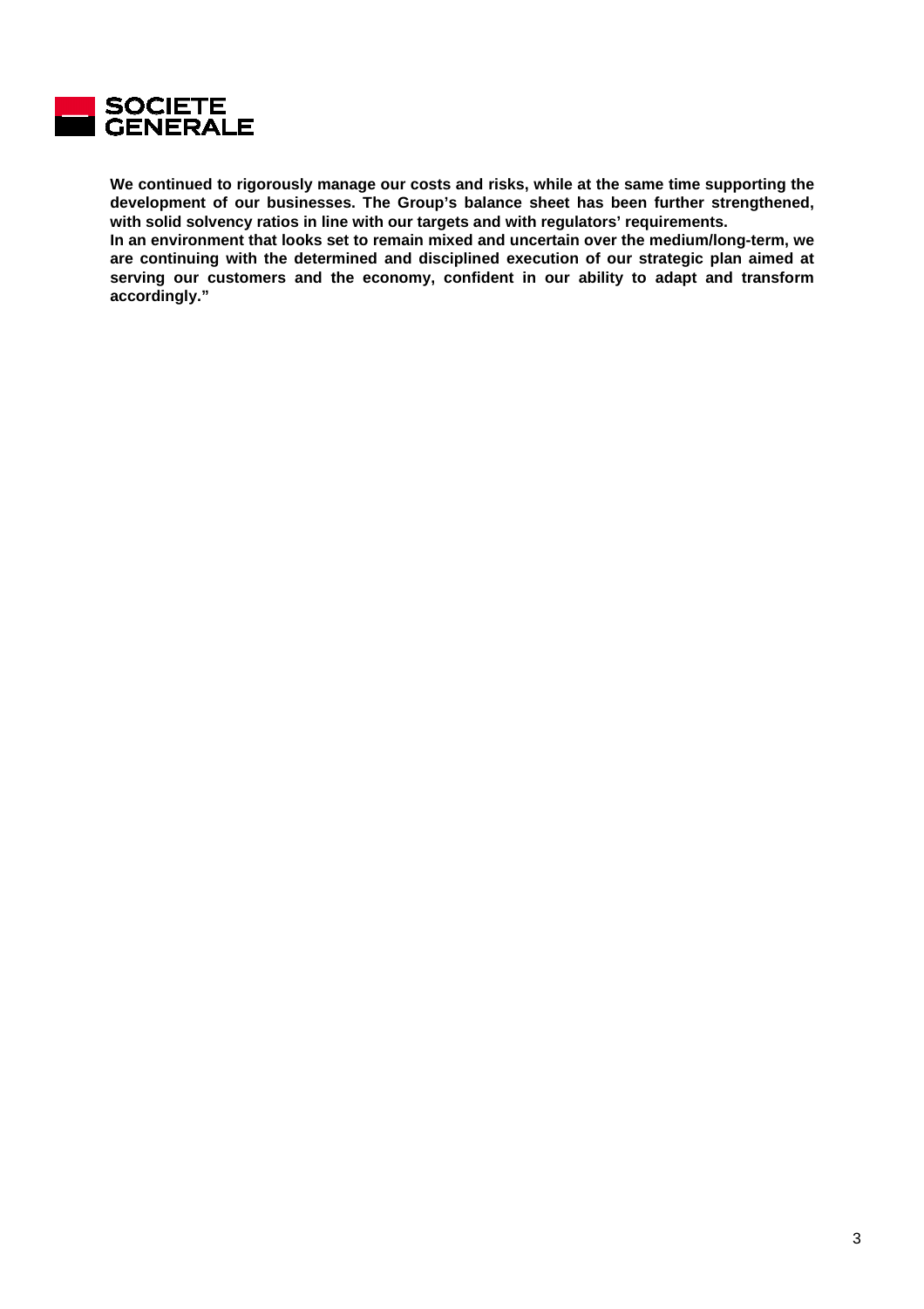**We continued to rigorously manage our costs and risks, while at the same time supporting the development of our businesses. The Group's balance sheet has been further strengthened, with solid solvency ratios in line with our targets and with regulators' requirements.**

**In an environment that looks set to remain mixed and uncertain over the medium/long-term, we are continuing with the determined and disciplined execution of our strategic plan aimed at serving our customers and the economy, confident in our ability to adapt and transform accordingly."**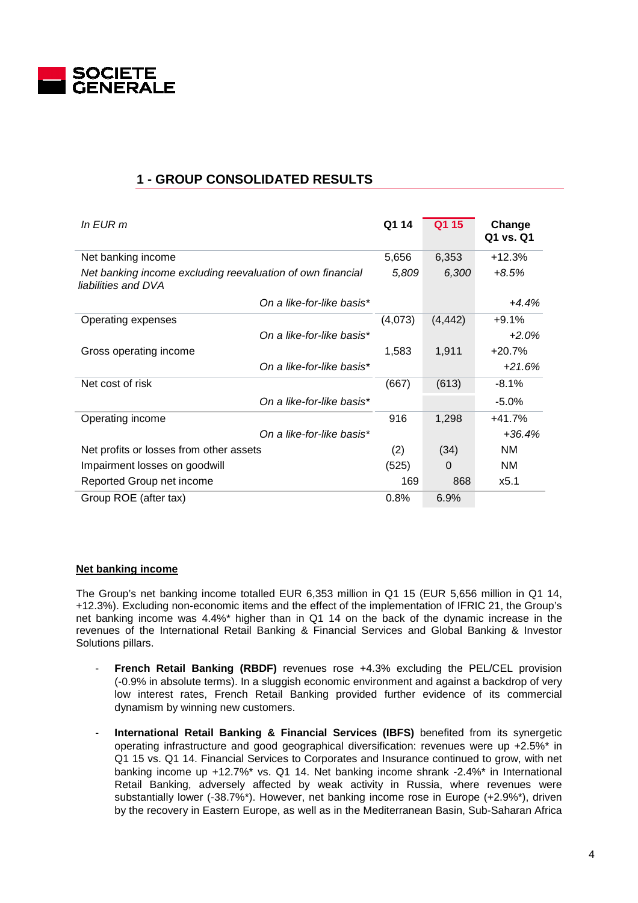## 1 - GROUP CONSOLIDATED RESULTS

| *In EUR m* | Q1 14 | Q1 15 | Change Q1 vs. Q1 |
|---|---|---|---|
| Net banking income | 5,656 | 6,353 | +12.3% |
| *Net banking income excluding reevaluation of own financial liabilities and DVA* | *5,809* | *6,300* | *+8.5%* |
| *On a like-for-like basis\** | | | *+4.4%* |
| Operating expenses | (4,073) | (4,442) | +9.1% |
| *On a like-for-like basis\** | | | *+2.0%* |
| Gross operating income | 1,583 | 1,911 | +20.7% |
| *On a like-for-like basis\** | | | *+21.6%* |
| Net cost of risk | (667) | (613) | -8.1% |
| *On a like-for-like basis\** | | | -5.0% |
| Operating income | 916 | 1,298 | +41.7% |
| *On a like-for-like basis\** | | | *+36.4%* |
| Net profits or losses from other assets | (2) | (34) | NM |
| Impairment losses on goodwill | (525) | 0 | NM |
| Reported Group net income | 169 | 868 | x5.1 |
| Group ROE (after tax) | 0.8% | 6.9% | |

**Net banking income**

The Group's net banking income totalled EUR 6,353 million in Q1 15 (EUR 5,656 million in Q1 14, +12.3%). Excluding non-economic items and the effect of the implementation of IFRIC 21, the Group's net banking income was 4.4%* higher than in Q1 14 on the back of the dynamic increase in the revenues of the International Retail Banking & Financial Services and Global Banking & Investor Solutions pillars.

- **French Retail Banking (RBDF)** revenues rose +4.3% excluding the PEL/CEL provision (-0.9% in absolute terms). In a sluggish economic environment and against a backdrop of very low interest rates, French Retail Banking provided further evidence of its commercial dynamism by winning new customers.

- **International Retail Banking & Financial Services (IBFS)** benefited from its synergetic operating infrastructure and good geographical diversification: revenues were up +2.5%* in Q1 15 vs. Q1 14. Financial Services to Corporates and Insurance continued to grow, with net banking income up +12.7%* vs. Q1 14. Net banking income shrank -2.4%* in International Retail Banking, adversely affected by weak activity in Russia, where revenues were substantially lower (-38.7%*). However, net banking income rose in Europe (+2.9%*), driven by the recovery in Eastern Europe, as well as in the Mediterranean Basin, Sub-Saharan Africa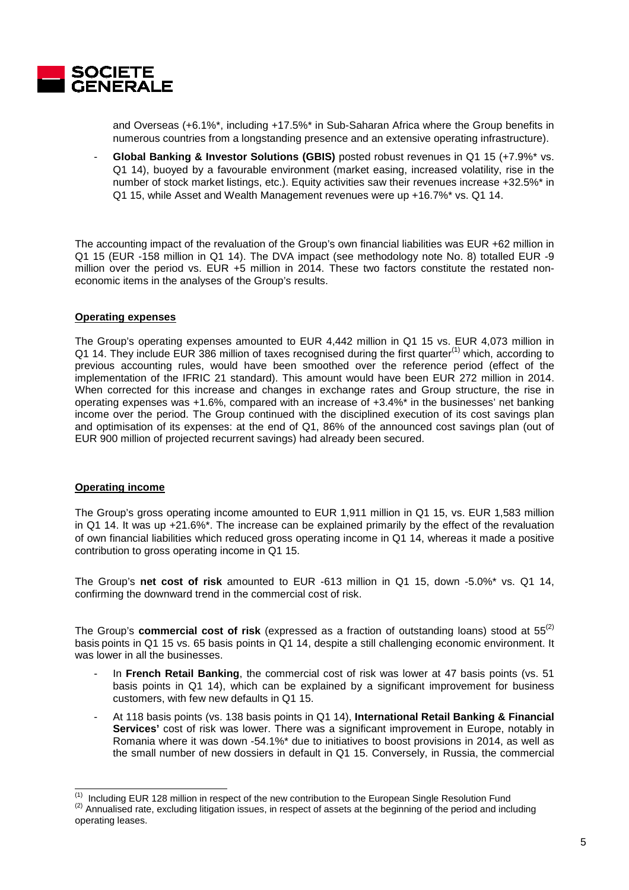and Overseas (+6.1%*, including +17.5%* in Sub-Saharan Africa where the Group benefits in numerous countries from a longstanding presence and an extensive operating infrastructure).

- **Global Banking & Investor Solutions (GBIS)** posted robust revenues in Q1 15 (+7.9%* vs. Q1 14), buoyed by a favourable environment (market easing, increased volatility, rise in the number of stock market listings, etc.). Equity activities saw their revenues increase +32.5%* in Q1 15, while Asset and Wealth Management revenues were up +16.7%* vs. Q1 14.

The accounting impact of the revaluation of the Group's own financial liabilities was EUR +62 million in Q1 15 (EUR -158 million in Q1 14). The DVA impact (see methodology note No. 8) totalled EUR -9 million over the period vs. EUR +5 million in 2014. These two factors constitute the restated non-economic items in the analyses of the Group's results.

**Operating expenses**

The Group's operating expenses amounted to EUR 4,442 million in Q1 15 vs. EUR 4,073 million in Q1 14. They include EUR 386 million of taxes recognised during the first quarter[1] which, according to previous accounting rules, would have been smoothed over the reference period (effect of the implementation of the IFRIC 21 standard). This amount would have been EUR 272 million in 2014. When corrected for this increase and changes in exchange rates and Group structure, the rise in operating expenses was +1.6%, compared with an increase of +3.4%* in the businesses' net banking income over the period. The Group continued with the disciplined execution of its cost savings plan and optimisation of its expenses: at the end of Q1, 86% of the announced cost savings plan (out of EUR 900 million of projected recurrent savings) had already been secured.

**Operating income**

The Group's gross operating income amounted to EUR 1,911 million in Q1 15, vs. EUR 1,583 million in Q1 14. It was up +21.6%*. The increase can be explained primarily by the effect of the revaluation of own financial liabilities which reduced gross operating income in Q1 14, whereas it made a positive contribution to gross operating income in Q1 15.

The Group's **net cost of risk** amounted to EUR -613 million in Q1 15, down -5.0%* vs. Q1 14, confirming the downward trend in the commercial cost of risk.

The Group's **commercial cost of risk** (expressed as a fraction of outstanding loans) stood at 55[2] basis points in Q1 15 vs. 65 basis points in Q1 14, despite a still challenging economic environment. It was lower in all the businesses.

- In **French Retail Banking**, the commercial cost of risk was lower at 47 basis points (vs. 51 basis points in Q1 14), which can be explained by a significant improvement for business customers, with few new defaults in Q1 15.
- At 118 basis points (vs. 138 basis points in Q1 14), **International Retail Banking & Financial Services'** cost of risk was lower. There was a significant improvement in Europe, notably in Romania where it was down -54.1%* due to initiatives to boost provisions in 2014, as well as the small number of new dossiers in default in Q1 15. Conversely, in Russia, the commercial

[1] Including EUR 128 million in respect of the new contribution to the European Single Resolution Fund

[2] Annualised rate, excluding litigation issues, in respect of assets at the beginning of the period and including operating leases.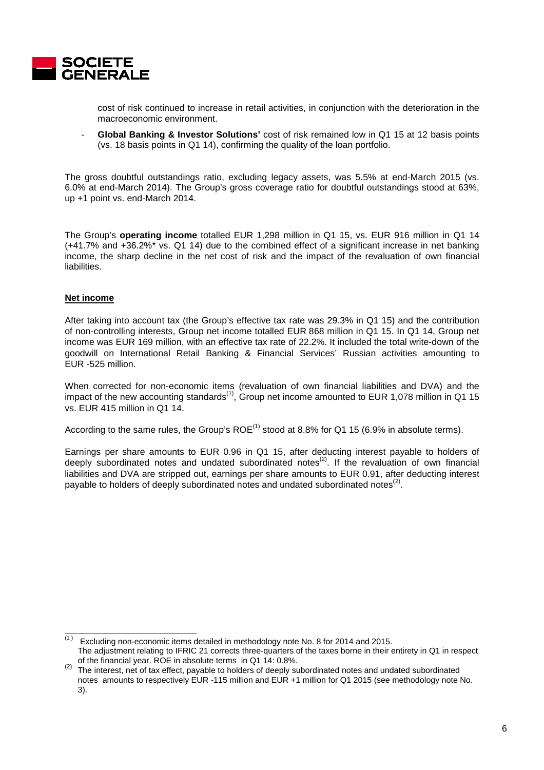cost of risk continued to increase in retail activities, in conjunction with the deterioration in the macroeconomic environment.

- **Global Banking & Investor Solutions'** cost of risk remained low in Q1 15 at 12 basis points (vs. 18 basis points in Q1 14), confirming the quality of the loan portfolio.

The gross doubtful outstandings ratio, excluding legacy assets, was 5.5% at end-March 2015 (vs. 6.0% at end-March 2014). The Group's gross coverage ratio for doubtful outstandings stood at 63%, up +1 point vs. end-March 2014.

The Group's **operating income** totalled EUR 1,298 million in Q1 15, vs. EUR 916 million in Q1 14 (+41.7% and +36.2%* vs. Q1 14) due to the combined effect of a significant increase in net banking income, the sharp decline in the net cost of risk and the impact of the revaluation of own financial liabilities.

**Net income**

After taking into account tax (the Group's effective tax rate was 29.3% in Q1 15) and the contribution of non-controlling interests, Group net income totalled EUR 868 million in Q1 15. In Q1 14, Group net income was EUR 169 million, with an effective tax rate of 22.2%. It included the total write-down of the goodwill on International Retail Banking & Financial Services' Russian activities amounting to EUR -525 million.

When corrected for non-economic items (revaluation of own financial liabilities and DVA) and the impact of the new accounting standards[1], Group net income amounted to EUR 1,078 million in Q1 15 vs. EUR 415 million in Q1 14.

According to the same rules, the Group's ROE[1] stood at 8.8% for Q1 15 (6.9% in absolute terms).

Earnings per share amounts to EUR 0.96 in Q1 15, after deducting interest payable to holders of deeply subordinated notes and undated subordinated notes[2]. If the revaluation of own financial liabilities and DVA are stripped out, earnings per share amounts to EUR 0.91, after deducting interest payable to holders of deeply subordinated notes and undated subordinated notes[2].

---

(1) Excluding non-economic items detailed in methodology note No. 8 for 2014 and 2015. The adjustment relating to IFRIC 21 corrects three-quarters of the taxes borne in their entirety in Q1 in respect of the financial year. ROE in absolute terms in Q1 14: 0.8%.

(2) The interest, net of tax effect, payable to holders of deeply subordinated notes and undated subordinated notes amounts to respectively EUR -115 million and EUR +1 million for Q1 2015 (see methodology note No. 3).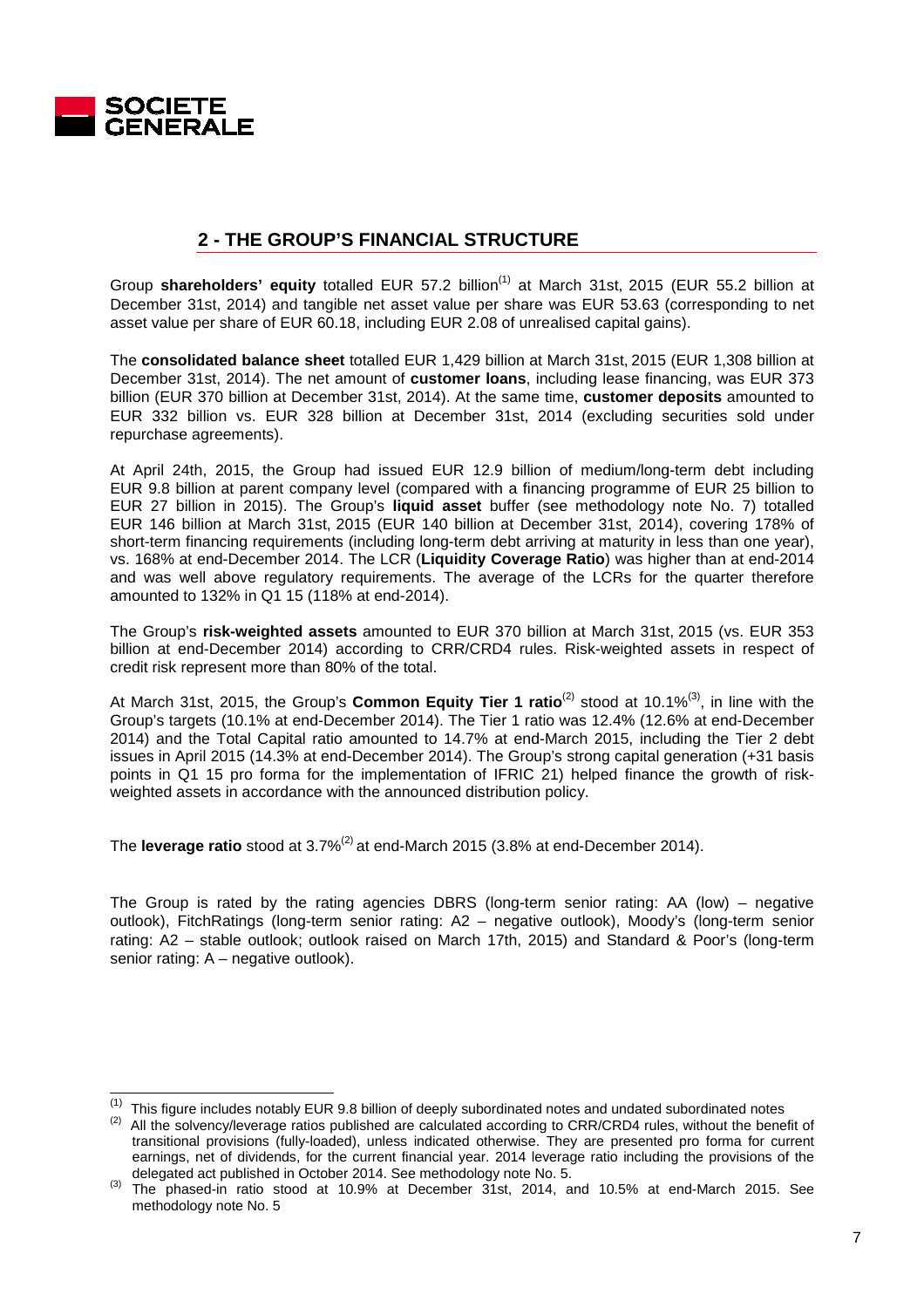## 2 - THE GROUP'S FINANCIAL STRUCTURE

Group **shareholders' equity** totalled EUR 57.2 billion[1] at March 31st, 2015 (EUR 55.2 billion at December 31st, 2014) and tangible net asset value per share was EUR 53.63 (corresponding to net asset value per share of EUR 60.18, including EUR 2.08 of unrealised capital gains).

The **consolidated balance sheet** totalled EUR 1,429 billion at March 31st, 2015 (EUR 1,308 billion at December 31st, 2014). The net amount of **customer loans**, including lease financing, was EUR 373 billion (EUR 370 billion at December 31st, 2014). At the same time, **customer deposits** amounted to EUR 332 billion vs. EUR 328 billion at December 31st, 2014 (excluding securities sold under repurchase agreements).

At April 24th, 2015, the Group had issued EUR 12.9 billion of medium/long-term debt including EUR 9.8 billion at parent company level (compared with a financing programme of EUR 25 billion to EUR 27 billion in 2015). The Group's **liquid asset** buffer (see methodology note No. 7) totalled EUR 146 billion at March 31st, 2015 (EUR 140 billion at December 31st, 2014), covering 178% of short-term financing requirements (including long-term debt arriving at maturity in less than one year), vs. 168% at end-December 2014. The LCR (**Liquidity Coverage Ratio**) was higher than at end-2014 and was well above regulatory requirements. The average of the LCRs for the quarter therefore amounted to 132% in Q1 15 (118% at end-2014).

The Group's **risk-weighted assets** amounted to EUR 370 billion at March 31st, 2015 (vs. EUR 353 billion at end-December 2014) according to CRR/CRD4 rules. Risk-weighted assets in respect of credit risk represent more than 80% of the total.

At March 31st, 2015, the Group's **Common Equity Tier 1 ratio**[2] stood at 10.1%[3], in line with the Group's targets (10.1% at end-December 2014). The Tier 1 ratio was 12.4% (12.6% at end-December 2014) and the Total Capital ratio amounted to 14.7% at end-March 2015, including the Tier 2 debt issues in April 2015 (14.3% at end-December 2014). The Group's strong capital generation (+31 basis points in Q1 15 pro forma for the implementation of IFRIC 21) helped finance the growth of risk-weighted assets in accordance with the announced distribution policy.

The **leverage ratio** stood at 3.7%[2] at end-March 2015 (3.8% at end-December 2014).

The Group is rated by the rating agencies DBRS (long-term senior rating: AA (low) – negative outlook), FitchRatings (long-term senior rating: A2 – negative outlook), Moody's (long-term senior rating: A2 – stable outlook; outlook raised on March 17th, 2015) and Standard & Poor's (long-term senior rating: A – negative outlook).

---

[1] This figure includes notably EUR 9.8 billion of deeply subordinated notes and undated subordinated notes

[2] All the solvency/leverage ratios published are calculated according to CRR/CRD4 rules, without the benefit of transitional provisions (fully-loaded), unless indicated otherwise. They are presented pro forma for current earnings, net of dividends, for the current financial year. 2014 leverage ratio including the provisions of the delegated act published in October 2014. See methodology note No. 5.

[3] The phased-in ratio stood at 10.9% at December 31st, 2014, and 10.5% at end-March 2015. See methodology note No. 5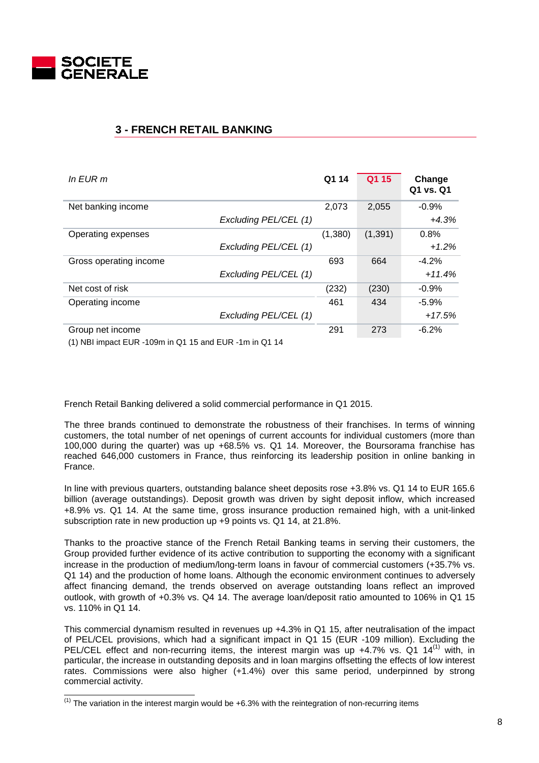## 3 - FRENCH RETAIL BANKING

| *In EUR m* | | Q1 14 | Q1 15 | Change Q1 vs. Q1 |
|---|---|---|---|---|
| Net banking income | | 2,073 | 2,055 | -0.9% |
| | *Excluding PEL/CEL (1)* | | | *+4.3%* |
| Operating expenses | | (1,380) | (1,391) | 0.8% |
| | *Excluding PEL/CEL (1)* | | | *+1.2%* |
| Gross operating income | | 693 | 664 | -4.2% |
| | *Excluding PEL/CEL (1)* | | | *+11.4%* |
| Net cost of risk | | (232) | (230) | -0.9% |
| Operating income | | 461 | 434 | -5.9% |
| | *Excluding PEL/CEL (1)* | | | *+17.5%* |
| Group net income | | 291 | 273 | -6.2% |

(1) NBI impact EUR -109m in Q1 15 and EUR -1m in Q1 14

French Retail Banking delivered a solid commercial performance in Q1 2015.

The three brands continued to demonstrate the robustness of their franchises. In terms of winning customers, the total number of net openings of current accounts for individual customers (more than 100,000 during the quarter) was up +68.5% vs. Q1 14. Moreover, the Boursorama franchise has reached 646,000 customers in France, thus reinforcing its leadership position in online banking in France.

In line with previous quarters, outstanding balance sheet deposits rose +3.8% vs. Q1 14 to EUR 165.6 billion (average outstandings). Deposit growth was driven by sight deposit inflow, which increased +8.9% vs. Q1 14. At the same time, gross insurance production remained high, with a unit-linked subscription rate in new production up +9 points vs. Q1 14, at 21.8%.

Thanks to the proactive stance of the French Retail Banking teams in serving their customers, the Group provided further evidence of its active contribution to supporting the economy with a significant increase in the production of medium/long-term loans in favour of commercial customers (+35.7% vs. Q1 14) and the production of home loans. Although the economic environment continues to adversely affect financing demand, the trends observed on average outstanding loans reflect an improved outlook, with growth of +0.3% vs. Q4 14. The average loan/deposit ratio amounted to 106% in Q1 15 vs. 110% in Q1 14.

This commercial dynamism resulted in revenues up +4.3% in Q1 15, after neutralisation of the impact of PEL/CEL provisions, which had a significant impact in Q1 15 (EUR -109 million). Excluding the PEL/CEL effect and non-recurring items, the interest margin was up +4.7% vs. Q1 14[(1)] with, in particular, the increase in outstanding deposits and in loan margins offsetting the effects of low interest rates. Commissions were also higher (+1.4%) over this same period, underpinned by strong commercial activity.

(1) The variation in the interest margin would be +6.3% with the reintegration of non-recurring items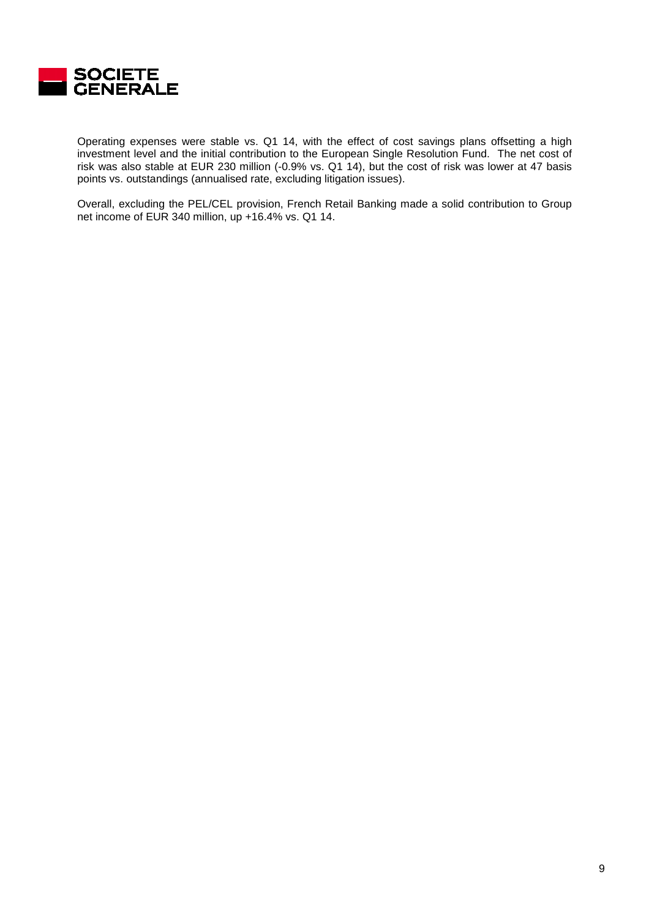Operating expenses were stable vs. Q1 14, with the effect of cost savings plans offsetting a high investment level and the initial contribution to the European Single Resolution Fund. The net cost of risk was also stable at EUR 230 million (-0.9% vs. Q1 14), but the cost of risk was lower at 47 basis points vs. outstandings (annualised rate, excluding litigation issues).

Overall, excluding the PEL/CEL provision, French Retail Banking made a solid contribution to Group net income of EUR 340 million, up +16.4% vs. Q1 14.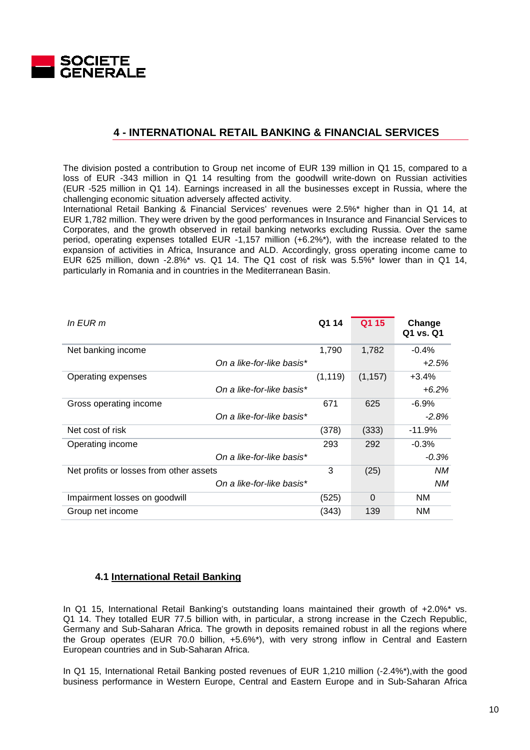## 4 - INTERNATIONAL RETAIL BANKING & FINANCIAL SERVICES

The division posted a contribution to Group net income of EUR 139 million in Q1 15, compared to a loss of EUR -343 million in Q1 14 resulting from the goodwill write-down on Russian activities (EUR -525 million in Q1 14). Earnings increased in all the businesses except in Russia, where the challenging economic situation adversely affected activity.
International Retail Banking & Financial Services' revenues were 2.5%* higher than in Q1 14, at EUR 1,782 million. They were driven by the good performances in Insurance and Financial Services to Corporates, and the growth observed in retail banking networks excluding Russia. Over the same period, operating expenses totalled EUR -1,157 million (+6.2%*), with the increase related to the expansion of activities in Africa, Insurance and ALD. Accordingly, gross operating income came to EUR 625 million, down -2.8%* vs. Q1 14. The Q1 cost of risk was 5.5%* lower than in Q1 14, particularly in Romania and in countries in the Mediterranean Basin.

| *In EUR m* | | Q1 14 | Q1 15 | Change Q1 vs. Q1 |
|---|---|---|---|---|
| Net banking income | | 1,790 | 1,782 | -0.4% |
| | *On a like-for-like basis** | | | *+2.5%* |
| Operating expenses | | (1,119) | (1,157) | +3.4% |
| | *On a like-for-like basis** | | | *+6.2%* |
| Gross operating income | | 671 | 625 | -6.9% |
| | *On a like-for-like basis** | | | *-2.8%* |
| Net cost of risk | | (378) | (333) | -11.9% |
| Operating income | | 293 | 292 | -0.3% |
| | *On a like-for-like basis** | | | *-0.3%* |
| Net profits or losses from other assets | | 3 | (25) | *NM* |
| | *On a like-for-like basis** | | | *NM* |
| Impairment losses on goodwill | | (525) | 0 | NM |
| Group net income | | (343) | 139 | NM |

### 4.1 International Retail Banking

In Q1 15, International Retail Banking's outstanding loans maintained their growth of +2.0%* vs. Q1 14. They totalled EUR 77.5 billion with, in particular, a strong increase in the Czech Republic, Germany and Sub-Saharan Africa. The growth in deposits remained robust in all the regions where the Group operates (EUR 70.0 billion, +5.6%*), with very strong inflow in Central and Eastern European countries and in Sub-Saharan Africa.

In Q1 15, International Retail Banking posted revenues of EUR 1,210 million (-2.4%*),with the good business performance in Western Europe, Central and Eastern Europe and in Sub-Saharan Africa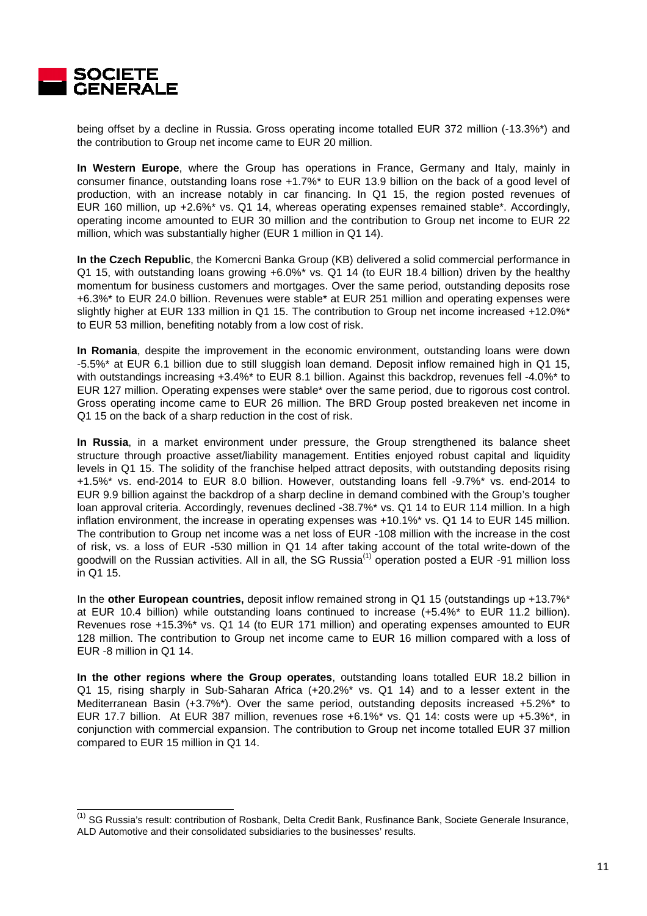being offset by a decline in Russia. Gross operating income totalled EUR 372 million (-13.3%*) and the contribution to Group net income came to EUR 20 million.

**In Western Europe**, where the Group has operations in France, Germany and Italy, mainly in consumer finance, outstanding loans rose +1.7%* to EUR 13.9 billion on the back of a good level of production, with an increase notably in car financing. In Q1 15, the region posted revenues of EUR 160 million, up +2.6%* vs. Q1 14, whereas operating expenses remained stable*. Accordingly, operating income amounted to EUR 30 million and the contribution to Group net income to EUR 22 million, which was substantially higher (EUR 1 million in Q1 14).

**In the Czech Republic**, the Komercni Banka Group (KB) delivered a solid commercial performance in Q1 15, with outstanding loans growing +6.0%* vs. Q1 14 (to EUR 18.4 billion) driven by the healthy momentum for business customers and mortgages. Over the same period, outstanding deposits rose +6.3%* to EUR 24.0 billion. Revenues were stable* at EUR 251 million and operating expenses were slightly higher at EUR 133 million in Q1 15. The contribution to Group net income increased +12.0%* to EUR 53 million, benefiting notably from a low cost of risk.

**In Romania**, despite the improvement in the economic environment, outstanding loans were down -5.5%* at EUR 6.1 billion due to still sluggish loan demand. Deposit inflow remained high in Q1 15, with outstandings increasing +3.4%* to EUR 8.1 billion. Against this backdrop, revenues fell -4.0%* to EUR 127 million. Operating expenses were stable* over the same period, due to rigorous cost control. Gross operating income came to EUR 26 million. The BRD Group posted breakeven net income in Q1 15 on the back of a sharp reduction in the cost of risk.

**In Russia**, in a market environment under pressure, the Group strengthened its balance sheet structure through proactive asset/liability management. Entities enjoyed robust capital and liquidity levels in Q1 15. The solidity of the franchise helped attract deposits, with outstanding deposits rising +1.5%* vs. end-2014 to EUR 8.0 billion. However, outstanding loans fell -9.7%* vs. end-2014 to EUR 9.9 billion against the backdrop of a sharp decline in demand combined with the Group's tougher loan approval criteria. Accordingly, revenues declined -38.7%* vs. Q1 14 to EUR 114 million. In a high inflation environment, the increase in operating expenses was +10.1%* vs. Q1 14 to EUR 145 million. The contribution to Group net income was a net loss of EUR -108 million with the increase in the cost of risk, vs. a loss of EUR -530 million in Q1 14 after taking account of the total write-down of the goodwill on the Russian activities. All in all, the SG Russia[1] operation posted a EUR -91 million loss in Q1 15.

In the **other European countries,** deposit inflow remained strong in Q1 15 (outstandings up +13.7%* at EUR 10.4 billion) while outstanding loans continued to increase (+5.4%* to EUR 11.2 billion). Revenues rose +15.3%* vs. Q1 14 (to EUR 171 million) and operating expenses amounted to EUR 128 million. The contribution to Group net income came to EUR 16 million compared with a loss of EUR -8 million in Q1 14.

**In the other regions where the Group operates**, outstanding loans totalled EUR 18.2 billion in Q1 15, rising sharply in Sub-Saharan Africa (+20.2%* vs. Q1 14) and to a lesser extent in the Mediterranean Basin (+3.7%*). Over the same period, outstanding deposits increased +5.2%* to EUR 17.7 billion. At EUR 387 million, revenues rose +6.1%* vs. Q1 14: costs were up +5.3%*, in conjunction with commercial expansion. The contribution to Group net income totalled EUR 37 million compared to EUR 15 million in Q1 14.

[1] SG Russia's result: contribution of Rosbank, Delta Credit Bank, Rusfinance Bank, Societe Generale Insurance, ALD Automotive and their consolidated subsidiaries to the businesses' results.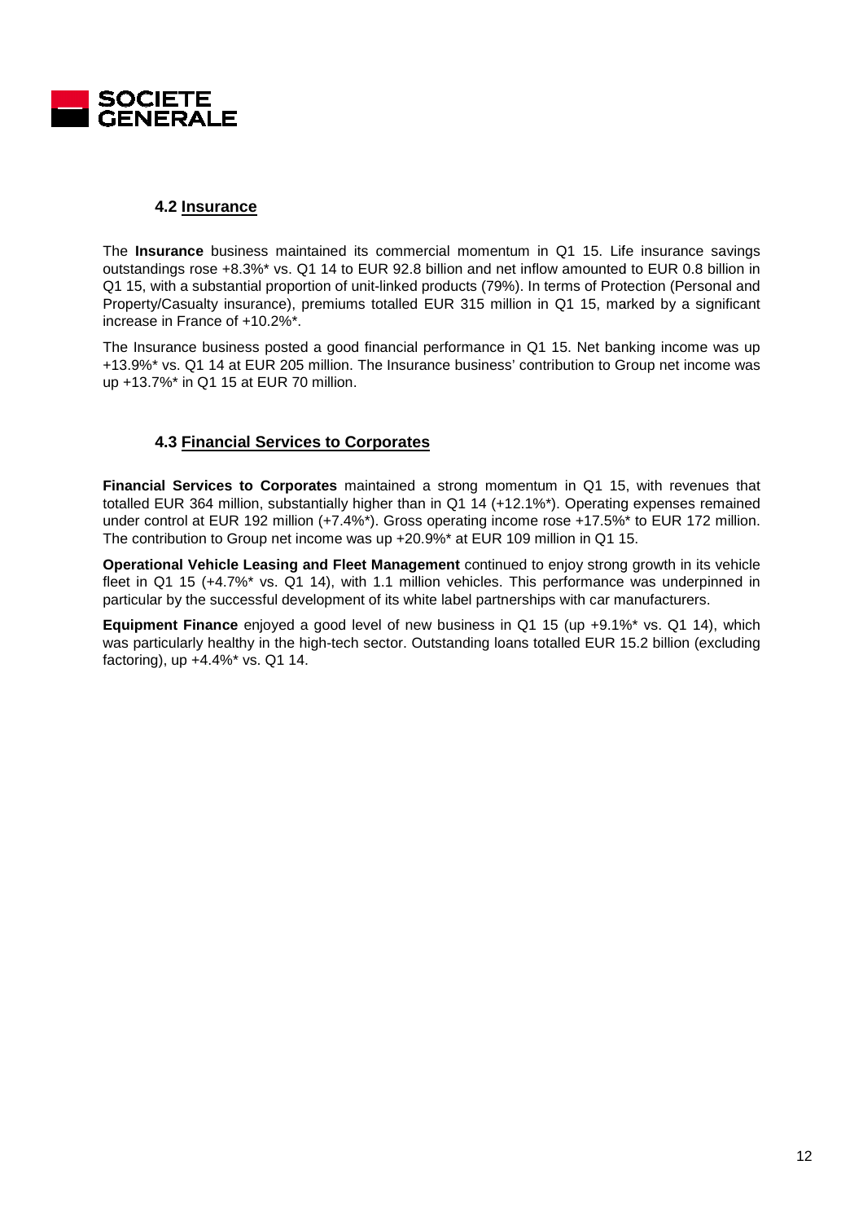### 4.2 Insurance

The **Insurance** business maintained its commercial momentum in Q1 15. Life insurance savings outstandings rose +8.3%* vs. Q1 14 to EUR 92.8 billion and net inflow amounted to EUR 0.8 billion in Q1 15, with a substantial proportion of unit-linked products (79%). In terms of Protection (Personal and Property/Casualty insurance), premiums totalled EUR 315 million in Q1 15, marked by a significant increase in France of +10.2%*.

The Insurance business posted a good financial performance in Q1 15. Net banking income was up +13.9%* vs. Q1 14 at EUR 205 million. The Insurance business' contribution to Group net income was up +13.7%* in Q1 15 at EUR 70 million.

### 4.3 Financial Services to Corporates

**Financial Services to Corporates** maintained a strong momentum in Q1 15, with revenues that totalled EUR 364 million, substantially higher than in Q1 14 (+12.1%*). Operating expenses remained under control at EUR 192 million (+7.4%*). Gross operating income rose +17.5%* to EUR 172 million. The contribution to Group net income was up +20.9%* at EUR 109 million in Q1 15.

**Operational Vehicle Leasing and Fleet Management** continued to enjoy strong growth in its vehicle fleet in Q1 15 (+4.7%* vs. Q1 14), with 1.1 million vehicles. This performance was underpinned in particular by the successful development of its white label partnerships with car manufacturers.

**Equipment Finance** enjoyed a good level of new business in Q1 15 (up +9.1%* vs. Q1 14), which was particularly healthy in the high-tech sector. Outstanding loans totalled EUR 15.2 billion (excluding factoring), up +4.4%* vs. Q1 14.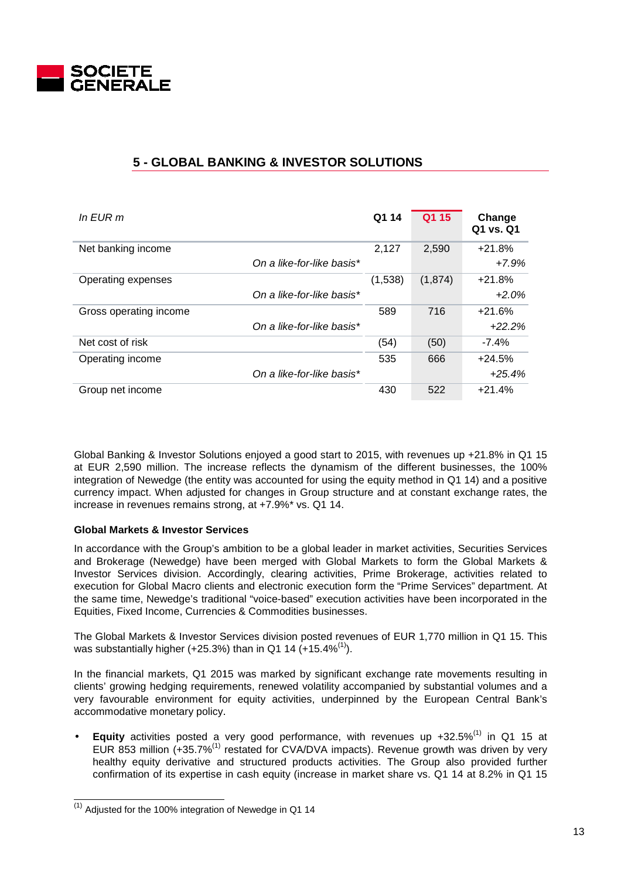## 5 - GLOBAL BANKING & INVESTOR SOLUTIONS

| *In EUR m* | | Q1 14 | Q1 15 | Change Q1 vs. Q1 |
|---|---|---|---|---|
| Net banking income | | 2,127 | 2,590 | +21.8% |
| | *On a like-for-like basis** | | | *+7.9%* |
| Operating expenses | | (1,538) | (1,874) | +21.8% |
| | *On a like-for-like basis** | | | *+2.0%* |
| Gross operating income | | 589 | 716 | +21.6% |
| | *On a like-for-like basis** | | | *+22.2%* |
| Net cost of risk | | (54) | (50) | -7.4% |
| Operating income | | 535 | 666 | +24.5% |
| | *On a like-for-like basis** | | | *+25.4%* |
| Group net income | | 430 | 522 | +21.4% |

Global Banking & Investor Solutions enjoyed a good start to 2015, with revenues up +21.8% in Q1 15 at EUR 2,590 million. The increase reflects the dynamism of the different businesses, the 100% integration of Newedge (the entity was accounted for using the equity method in Q1 14) and a positive currency impact. When adjusted for changes in Group structure and at constant exchange rates, the increase in revenues remains strong, at +7.9%* vs. Q1 14.

**Global Markets & Investor Services**

In accordance with the Group's ambition to be a global leader in market activities, Securities Services and Brokerage (Newedge) have been merged with Global Markets to form the Global Markets & Investor Services division. Accordingly, clearing activities, Prime Brokerage, activities related to execution for Global Macro clients and electronic execution form the "Prime Services" department. At the same time, Newedge's traditional "voice-based" execution activities have been incorporated in the Equities, Fixed Income, Currencies & Commodities businesses.

The Global Markets & Investor Services division posted revenues of EUR 1,770 million in Q1 15. This was substantially higher (+25.3%) than in Q1 14 (+15.4%[1]).

In the financial markets, Q1 2015 was marked by significant exchange rate movements resulting in clients' growing hedging requirements, renewed volatility accompanied by substantial volumes and a very favourable environment for equity activities, underpinned by the European Central Bank's accommodative monetary policy.

- **Equity** activities posted a very good performance, with revenues up +32.5%[1] in Q1 15 at EUR 853 million (+35.7%[1] restated for CVA/DVA impacts). Revenue growth was driven by very healthy equity derivative and structured products activities. The Group also provided further confirmation of its expertise in cash equity (increase in market share vs. Q1 14 at 8.2% in Q1 15

[1] Adjusted for the 100% integration of Newedge in Q1 14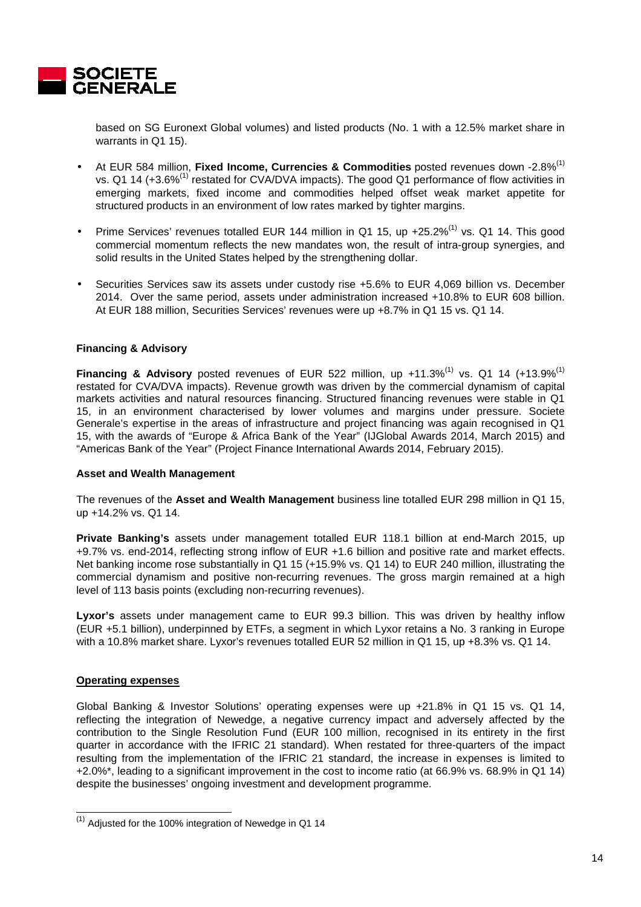based on SG Euronext Global volumes) and listed products (No. 1 with a 12.5% market share in warrants in Q1 15).

- At EUR 584 million, **Fixed Income, Currencies & Commodities** posted revenues down -2.8%[1] vs. Q1 14 (+3.6%[1] restated for CVA/DVA impacts). The good Q1 performance of flow activities in emerging markets, fixed income and commodities helped offset weak market appetite for structured products in an environment of low rates marked by tighter margins.
- Prime Services' revenues totalled EUR 144 million in Q1 15, up +25.2%[1] vs. Q1 14. This good commercial momentum reflects the new mandates won, the result of intra-group synergies, and solid results in the United States helped by the strengthening dollar.
- Securities Services saw its assets under custody rise +5.6% to EUR 4,069 billion vs. December 2014. Over the same period, assets under administration increased +10.8% to EUR 608 billion. At EUR 188 million, Securities Services' revenues were up +8.7% in Q1 15 vs. Q1 14.

**Financing & Advisory**

**Financing & Advisory** posted revenues of EUR 522 million, up +11.3%[1] vs. Q1 14 (+13.9%[1] restated for CVA/DVA impacts). Revenue growth was driven by the commercial dynamism of capital markets activities and natural resources financing. Structured financing revenues were stable in Q1 15, in an environment characterised by lower volumes and margins under pressure. Societe Generale's expertise in the areas of infrastructure and project financing was again recognised in Q1 15, with the awards of "Europe & Africa Bank of the Year" (IJGlobal Awards 2014, March 2015) and "Americas Bank of the Year" (Project Finance International Awards 2014, February 2015).

**Asset and Wealth Management**

The revenues of the **Asset and Wealth Management** business line totalled EUR 298 million in Q1 15, up +14.2% vs. Q1 14.

**Private Banking's** assets under management totalled EUR 118.1 billion at end-March 2015, up +9.7% vs. end-2014, reflecting strong inflow of EUR +1.6 billion and positive rate and market effects. Net banking income rose substantially in Q1 15 (+15.9% vs. Q1 14) to EUR 240 million, illustrating the commercial dynamism and positive non-recurring revenues. The gross margin remained at a high level of 113 basis points (excluding non-recurring revenues).

**Lyxor's** assets under management came to EUR 99.3 billion. This was driven by healthy inflow (EUR +5.1 billion), underpinned by ETFs, a segment in which Lyxor retains a No. 3 ranking in Europe with a 10.8% market share. Lyxor's revenues totalled EUR 52 million in Q1 15, up +8.3% vs. Q1 14.

**Operating expenses**

Global Banking & Investor Solutions' operating expenses were up +21.8% in Q1 15 vs. Q1 14, reflecting the integration of Newedge, a negative currency impact and adversely affected by the contribution to the Single Resolution Fund (EUR 100 million, recognised in its entirety in the first quarter in accordance with the IFRIC 21 standard). When restated for three-quarters of the impact resulting from the implementation of the IFRIC 21 standard, the increase in expenses is limited to +2.0%*, leading to a significant improvement in the cost to income ratio (at 66.9% vs. 68.9% in Q1 14) despite the businesses' ongoing investment and development programme.

[1] Adjusted for the 100% integration of Newedge in Q1 14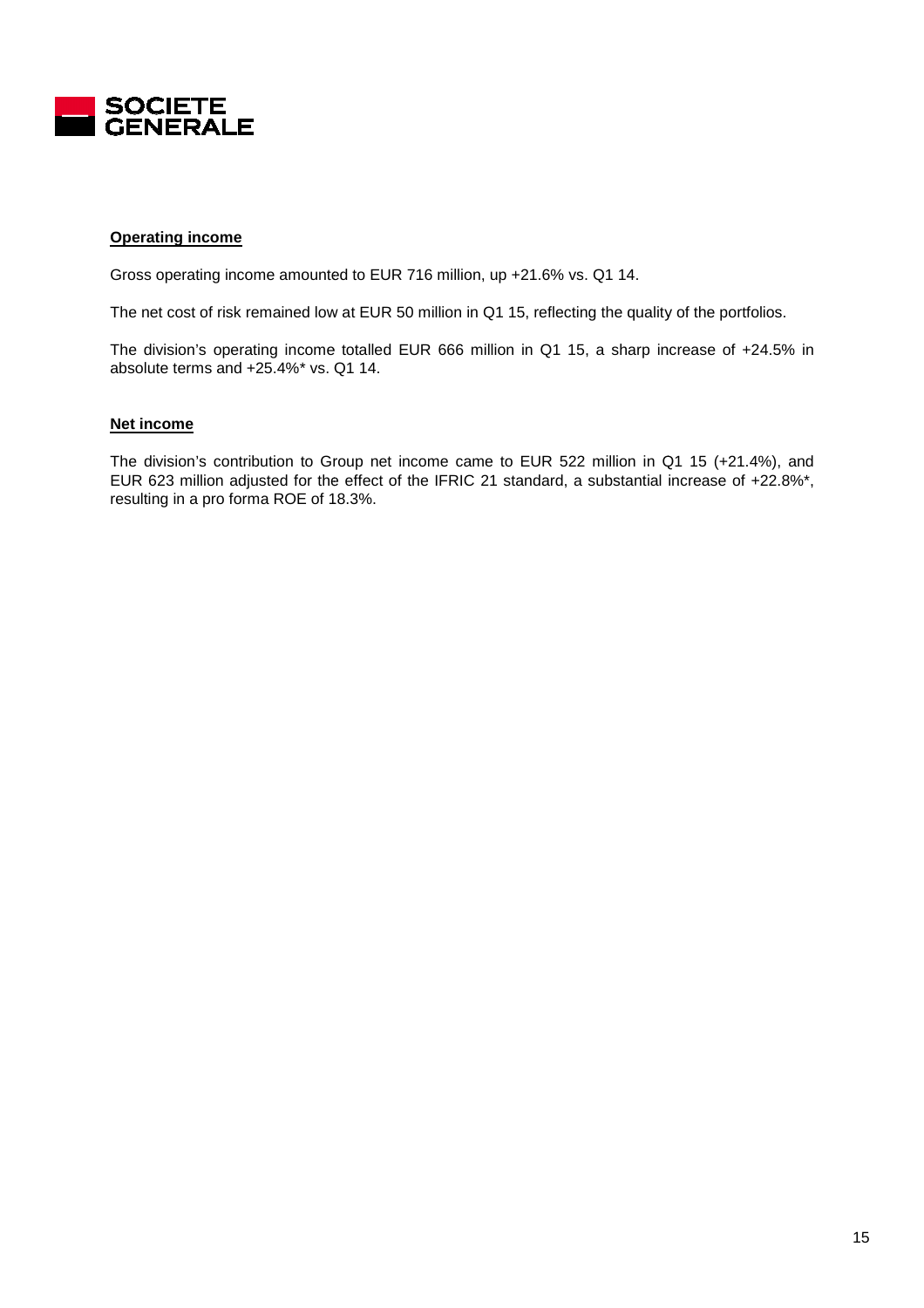**Operating income**

Gross operating income amounted to EUR 716 million, up +21.6% vs. Q1 14.

The net cost of risk remained low at EUR 50 million in Q1 15, reflecting the quality of the portfolios.

The division's operating income totalled EUR 666 million in Q1 15, a sharp increase of +24.5% in absolute terms and +25.4%* vs. Q1 14.

**Net income**

The division's contribution to Group net income came to EUR 522 million in Q1 15 (+21.4%), and EUR 623 million adjusted for the effect of the IFRIC 21 standard, a substantial increase of +22.8%*, resulting in a pro forma ROE of 18.3%.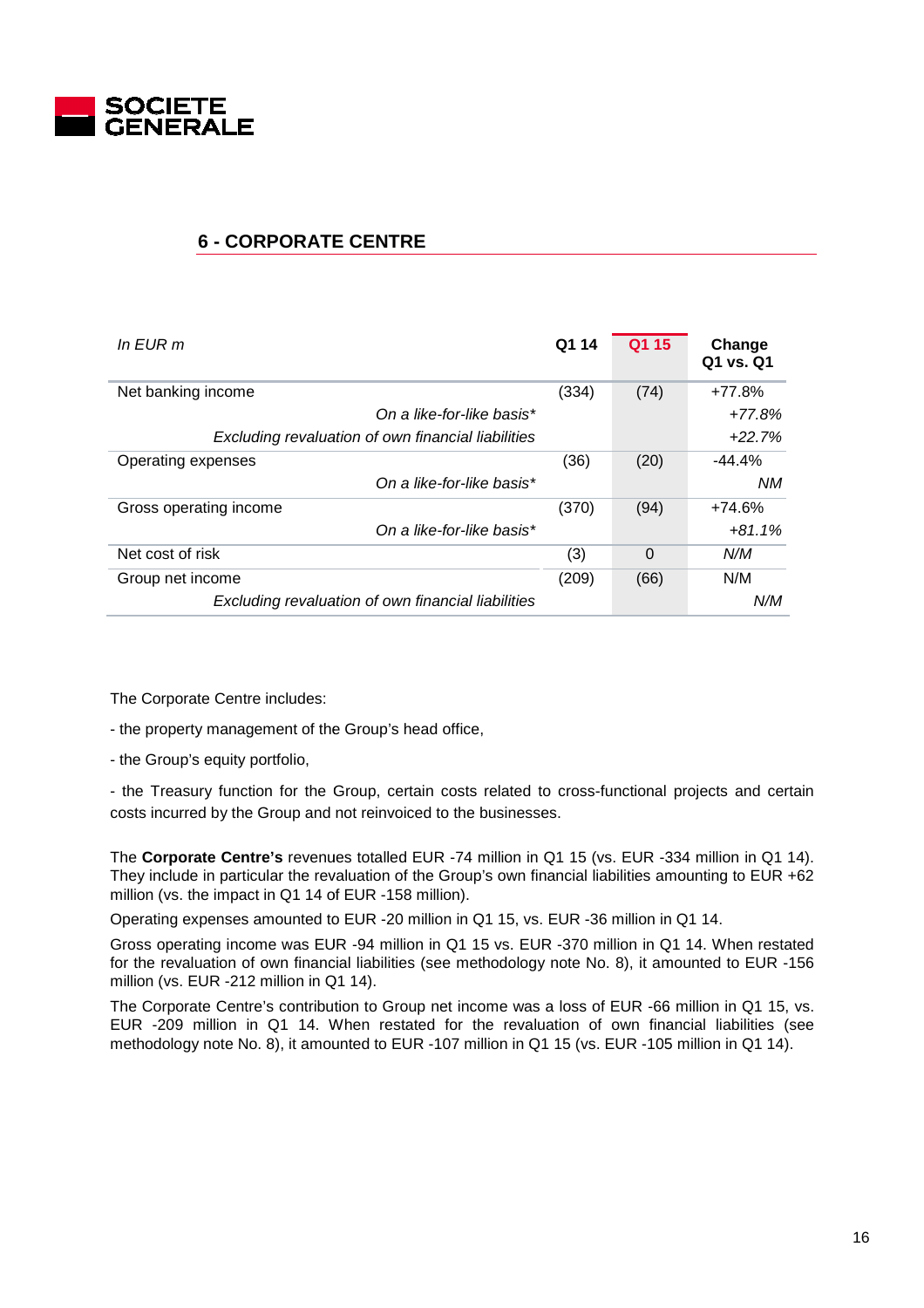## 6 - CORPORATE CENTRE

| *In EUR m* | Q1 14 | Q1 15 | Change Q1 vs. Q1 |
|---|---|---|---|
| Net banking income | (334) | (74) | +77.8% |
| *On a like-for-like basis** | | | *+77.8%* |
| *Excluding revaluation of own financial liabilities* | | | *+22.7%* |
| Operating expenses | (36) | (20) | -44.4% |
| *On a like-for-like basis** | | | *NM* |
| Gross operating income | (370) | (94) | +74.6% |
| *On a like-for-like basis** | | | *+81.1%* |
| Net cost of risk | (3) | 0 | *N/M* |
| Group net income | (209) | (66) | N/M |
| *Excluding revaluation of own financial liabilities* | | | *N/M* |

The Corporate Centre includes:

- the property management of the Group's head office,

- the Group's equity portfolio,

- the Treasury function for the Group, certain costs related to cross-functional projects and certain costs incurred by the Group and not reinvoiced to the businesses.

The **Corporate Centre's** revenues totalled EUR -74 million in Q1 15 (vs. EUR -334 million in Q1 14). They include in particular the revaluation of the Group's own financial liabilities amounting to EUR +62 million (vs. the impact in Q1 14 of EUR -158 million).

Operating expenses amounted to EUR -20 million in Q1 15, vs. EUR -36 million in Q1 14.

Gross operating income was EUR -94 million in Q1 15 vs. EUR -370 million in Q1 14. When restated for the revaluation of own financial liabilities (see methodology note No. 8), it amounted to EUR -156 million (vs. EUR -212 million in Q1 14).

The Corporate Centre's contribution to Group net income was a loss of EUR -66 million in Q1 15, vs. EUR -209 million in Q1 14. When restated for the revaluation of own financial liabilities (see methodology note No. 8), it amounted to EUR -107 million in Q1 15 (vs. EUR -105 million in Q1 14).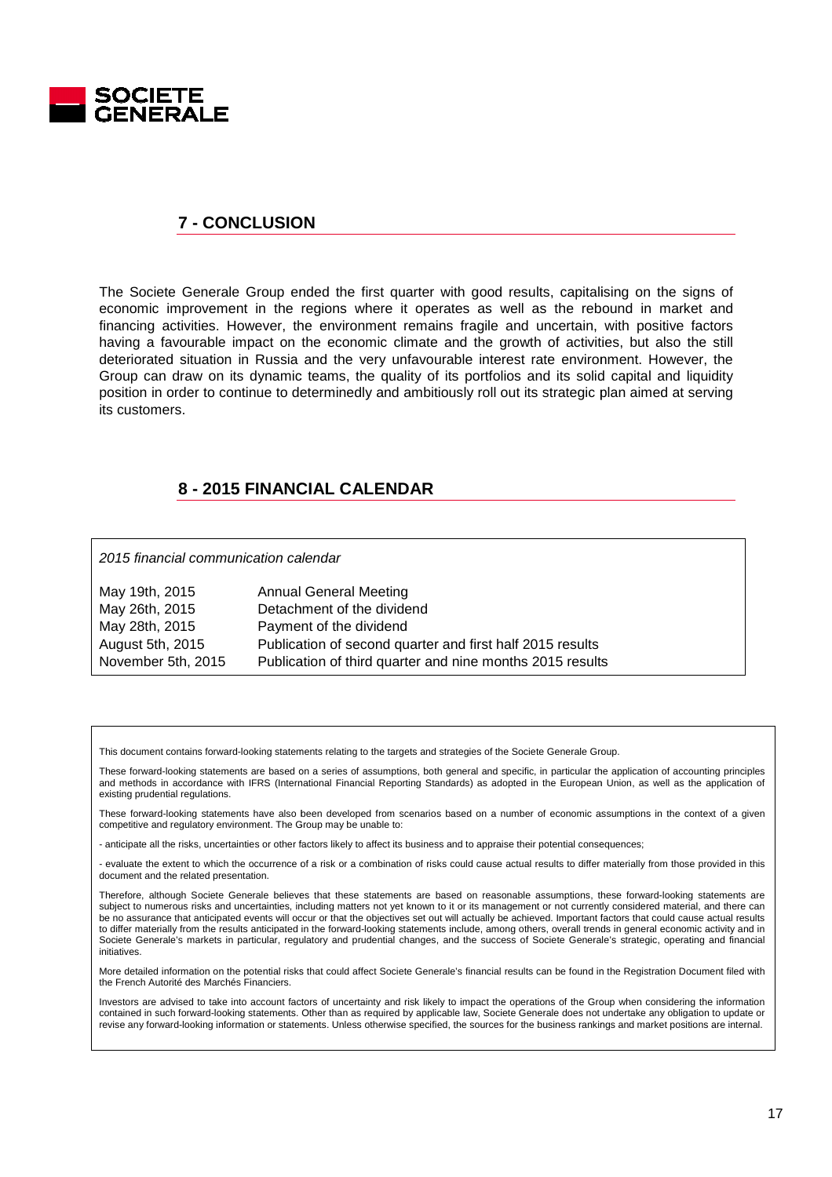## 7 - CONCLUSION

The Societe Generale Group ended the first quarter with good results, capitalising on the signs of economic improvement in the regions where it operates as well as the rebound in market and financing activities. However, the environment remains fragile and uncertain, with positive factors having a favourable impact on the economic climate and the growth of activities, but also the still deteriorated situation in Russia and the very unfavourable interest rate environment. However, the Group can draw on its dynamic teams, the quality of its portfolios and its solid capital and liquidity position in order to continue to determinedly and ambitiously roll out its strategic plan aimed at serving its customers.

## 8 - 2015 FINANCIAL CALENDAR

*2015 financial communication calendar*

| | |
|---|---|
| May 19th, 2015 | Annual General Meeting |
| May 26th, 2015 | Detachment of the dividend |
| May 28th, 2015 | Payment of the dividend |
| August 5th, 2015 | Publication of second quarter and first half 2015 results |
| November 5th, 2015 | Publication of third quarter and nine months 2015 results |

This document contains forward-looking statements relating to the targets and strategies of the Societe Generale Group.

These forward-looking statements are based on a series of assumptions, both general and specific, in particular the application of accounting principles and methods in accordance with IFRS (International Financial Reporting Standards) as adopted in the European Union, as well as the application of existing prudential regulations.

These forward-looking statements have also been developed from scenarios based on a number of economic assumptions in the context of a given competitive and regulatory environment. The Group may be unable to:

- anticipate all the risks, uncertainties or other factors likely to affect its business and to appraise their potential consequences;

- evaluate the extent to which the occurrence of a risk or a combination of risks could cause actual results to differ materially from those provided in this document and the related presentation.

Therefore, although Societe Generale believes that these statements are based on reasonable assumptions, these forward-looking statements are subject to numerous risks and uncertainties, including matters not yet known to it or its management or not currently considered material, and there can be no assurance that anticipated events will occur or that the objectives set out will actually be achieved. Important factors that could cause actual results to differ materially from the results anticipated in the forward-looking statements include, among others, overall trends in general economic activity and in Societe Generale's markets in particular, regulatory and prudential changes, and the success of Societe Generale's strategic, operating and financial initiatives.

More detailed information on the potential risks that could affect Societe Generale's financial results can be found in the Registration Document filed with the French Autorité des Marchés Financiers.

Investors are advised to take into account factors of uncertainty and risk likely to impact the operations of the Group when considering the information contained in such forward-looking statements. Other than as required by applicable law, Societe Generale does not undertake any obligation to update or revise any forward-looking information or statements. Unless otherwise specified, the sources for the business rankings and market positions are internal.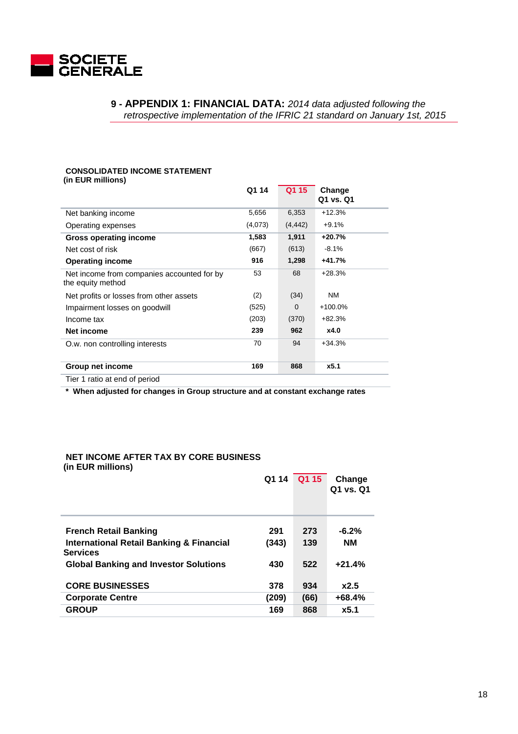## 9 - APPENDIX 1: FINANCIAL DATA: *2014 data adjusted following the retrospective implementation of the IFRIC 21 standard on January 1st, 2015*

**CONSOLIDATED INCOME STATEMENT**
**(in EUR millions)**

| | Q1 14 | Q1 15 | Change Q1 vs. Q1 |
|---|---|---|---|
| Net banking income | 5,656 | 6,353 | +12.3% |
| Operating expenses | (4,073) | (4,442) | +9.1% |
| **Gross operating income** | **1,583** | **1,911** | **+20.7%** |
| Net cost of risk | (667) | (613) | -8.1% |
| **Operating income** | **916** | **1,298** | **+41.7%** |
| Net income from companies accounted for by the equity method | 53 | 68 | +28.3% |
| Net profits or losses from other assets | (2) | (34) | NM |
| Impairment losses on goodwill | (525) | 0 | +100.0% |
| Income tax | (203) | (370) | +82.3% |
| **Net income** | **239** | **962** | **x4.0** |
| O.w. non controlling interests | 70 | 94 | +34.3% |
| **Group net income** | **169** | **868** | **x5.1** |
| Tier 1 ratio at end of period | | | |

**\* When adjusted for changes in Group structure and at constant exchange rates**

**NET INCOME AFTER TAX BY CORE BUSINESS**
**(in EUR millions)**

| | Q1 14 | Q1 15 | Change Q1 vs. Q1 |
|---|---|---|---|
| **French Retail Banking** | **291** | **273** | **-6.2%** |
| **International Retail Banking & Financial Services** | **(343)** | **139** | **NM** |
| **Global Banking and Investor Solutions** | **430** | **522** | **+21.4%** |
| **CORE BUSINESSES** | **378** | **934** | **x2.5** |
| **Corporate Centre** | **(209)** | **(66)** | **+68.4%** |
| **GROUP** | **169** | **868** | **x5.1** |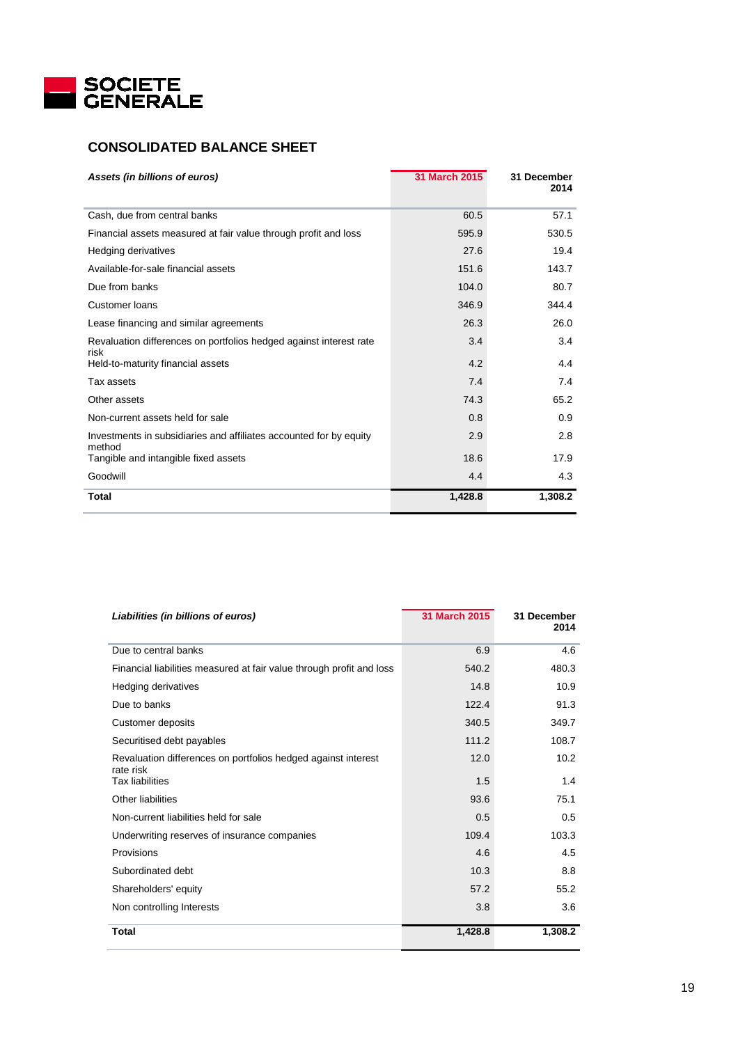## CONSOLIDATED BALANCE SHEET

| *Assets (in billions of euros)* | 31 March 2015 | 31 December 2014 |
|---|---|---|
| Cash, due from central banks | 60.5 | 57.1 |
| Financial assets measured at fair value through profit and loss | 595.9 | 530.5 |
| Hedging derivatives | 27.6 | 19.4 |
| Available-for-sale financial assets | 151.6 | 143.7 |
| Due from banks | 104.0 | 80.7 |
| Customer loans | 346.9 | 344.4 |
| Lease financing and similar agreements | 26.3 | 26.0 |
| Revaluation differences on portfolios hedged against interest rate risk | 3.4 | 3.4 |
| Held-to-maturity financial assets | 4.2 | 4.4 |
| Tax assets | 7.4 | 7.4 |
| Other assets | 74.3 | 65.2 |
| Non-current assets held for sale | 0.8 | 0.9 |
| Investments in subsidiaries and affiliates accounted for by equity method | 2.9 | 2.8 |
| Tangible and intangible fixed assets | 18.6 | 17.9 |
| Goodwill | 4.4 | 4.3 |
| **Total** | **1,428.8** | **1,308.2** |

| *Liabilities (in billions of euros)* | 31 March 2015 | 31 December 2014 |
|---|---|---|
| Due to central banks | 6.9 | 4.6 |
| Financial liabilities measured at fair value through profit and loss | 540.2 | 480.3 |
| Hedging derivatives | 14.8 | 10.9 |
| Due to banks | 122.4 | 91.3 |
| Customer deposits | 340.5 | 349.7 |
| Securitised debt payables | 111.2 | 108.7 |
| Revaluation differences on portfolios hedged against interest rate risk | 12.0 | 10.2 |
| Tax liabilities | 1.5 | 1.4 |
| Other liabilities | 93.6 | 75.1 |
| Non-current liabilities held for sale | 0.5 | 0.5 |
| Underwriting reserves of insurance companies | 109.4 | 103.3 |
| Provisions | 4.6 | 4.5 |
| Subordinated debt | 10.3 | 8.8 |
| Shareholders' equity | 57.2 | 55.2 |
| Non controlling Interests | 3.8 | 3.6 |
| **Total** | **1,428.8** | **1,308.2** |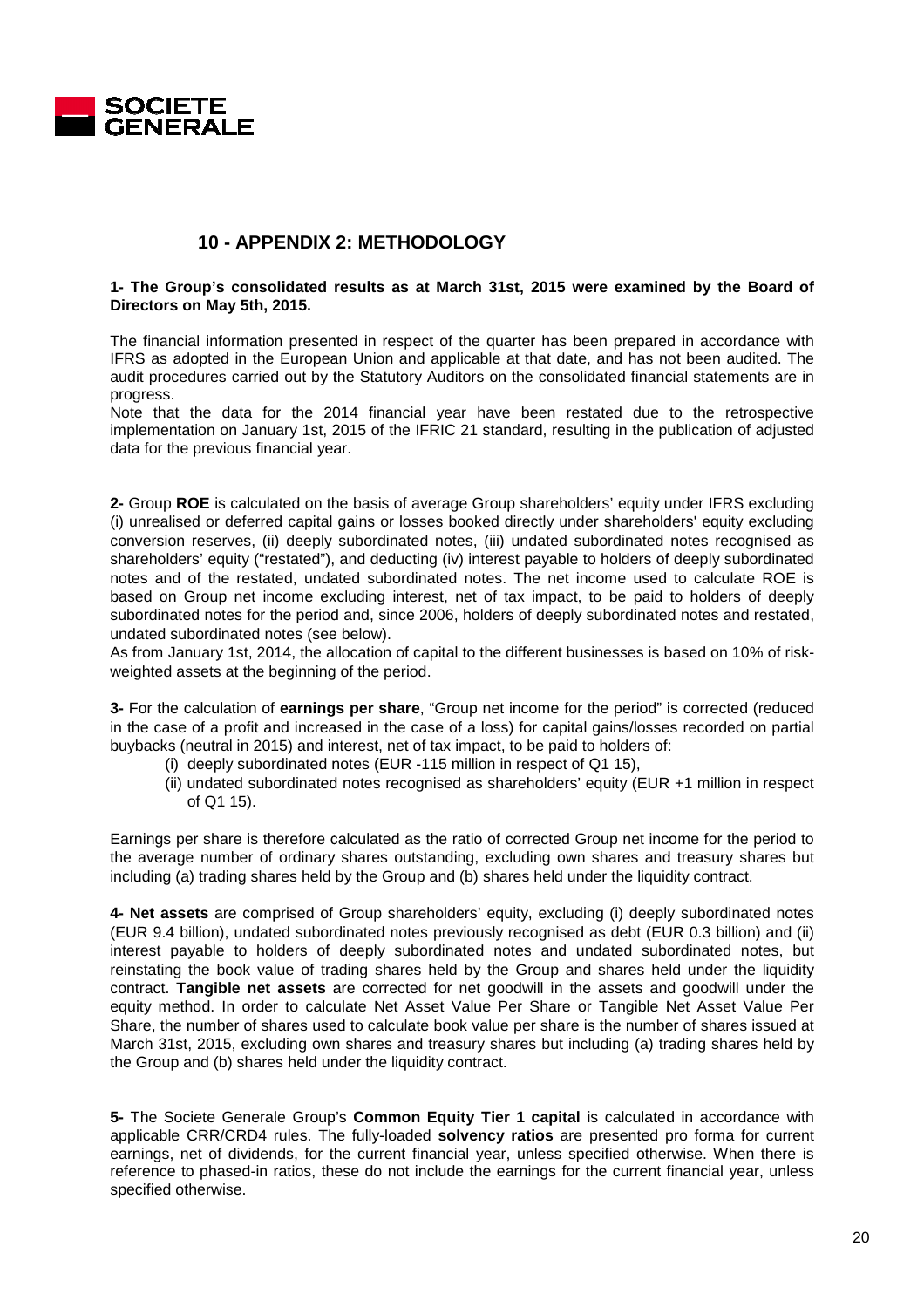## 10 - APPENDIX 2: METHODOLOGY

**1- The Group's consolidated results as at March 31st, 2015 were examined by the Board of Directors on May 5th, 2015.**

The financial information presented in respect of the quarter has been prepared in accordance with IFRS as adopted in the European Union and applicable at that date, and has not been audited. The audit procedures carried out by the Statutory Auditors on the consolidated financial statements are in progress.
Note that the data for the 2014 financial year have been restated due to the retrospective implementation on January 1st, 2015 of the IFRIC 21 standard, resulting in the publication of adjusted data for the previous financial year.

**2-** Group **ROE** is calculated on the basis of average Group shareholders' equity under IFRS excluding (i) unrealised or deferred capital gains or losses booked directly under shareholders' equity excluding conversion reserves, (ii) deeply subordinated notes, (iii) undated subordinated notes recognised as shareholders' equity ("restated"), and deducting (iv) interest payable to holders of deeply subordinated notes and of the restated, undated subordinated notes. The net income used to calculate ROE is based on Group net income excluding interest, net of tax impact, to be paid to holders of deeply subordinated notes for the period and, since 2006, holders of deeply subordinated notes and restated, undated subordinated notes (see below).
As from January 1st, 2014, the allocation of capital to the different businesses is based on 10% of risk-weighted assets at the beginning of the period.

**3-** For the calculation of **earnings per share**, "Group net income for the period" is corrected (reduced in the case of a profit and increased in the case of a loss) for capital gains/losses recorded on partial buybacks (neutral in 2015) and interest, net of tax impact, to be paid to holders of:

(i) deeply subordinated notes (EUR -115 million in respect of Q1 15),
(ii) undated subordinated notes recognised as shareholders' equity (EUR +1 million in respect of Q1 15).

Earnings per share is therefore calculated as the ratio of corrected Group net income for the period to the average number of ordinary shares outstanding, excluding own shares and treasury shares but including (a) trading shares held by the Group and (b) shares held under the liquidity contract.

**4- Net assets** are comprised of Group shareholders' equity, excluding (i) deeply subordinated notes (EUR 9.4 billion), undated subordinated notes previously recognised as debt (EUR 0.3 billion) and (ii) interest payable to holders of deeply subordinated notes and undated subordinated notes, but reinstating the book value of trading shares held by the Group and shares held under the liquidity contract. **Tangible net assets** are corrected for net goodwill in the assets and goodwill under the equity method. In order to calculate Net Asset Value Per Share or Tangible Net Asset Value Per Share, the number of shares used to calculate book value per share is the number of shares issued at March 31st, 2015, excluding own shares and treasury shares but including (a) trading shares held by the Group and (b) shares held under the liquidity contract.

**5-** The Societe Generale Group's **Common Equity Tier 1 capital** is calculated in accordance with applicable CRR/CRD4 rules. The fully-loaded **solvency ratios** are presented pro forma for current earnings, net of dividends, for the current financial year, unless specified otherwise. When there is reference to phased-in ratios, these do not include the earnings for the current financial year, unless specified otherwise.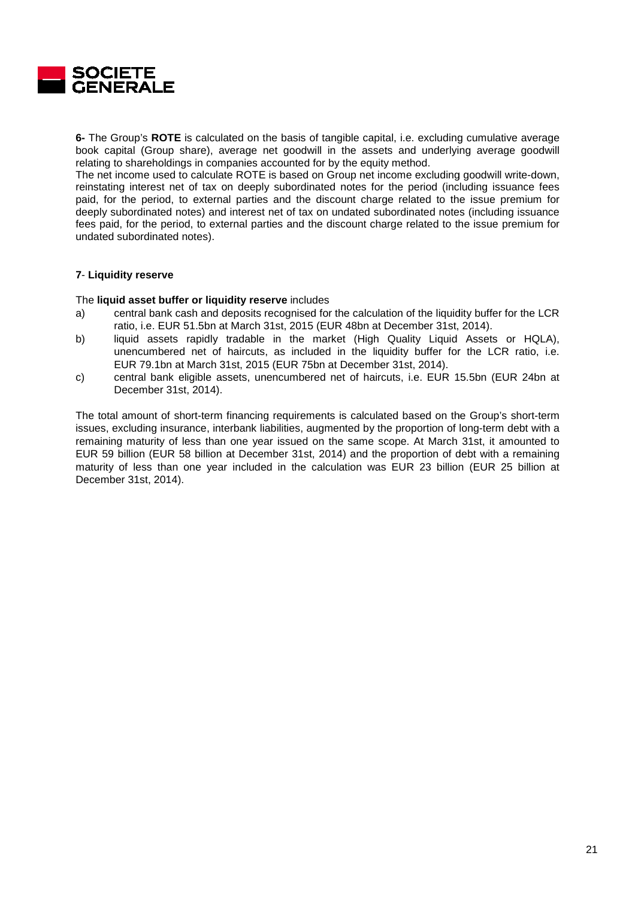**6-** The Group's **ROTE** is calculated on the basis of tangible capital, i.e. excluding cumulative average book capital (Group share), average net goodwill in the assets and underlying average goodwill relating to shareholdings in companies accounted for by the equity method.
The net income used to calculate ROTE is based on Group net income excluding goodwill write-down, reinstating interest net of tax on deeply subordinated notes for the period (including issuance fees paid, for the period, to external parties and the discount charge related to the issue premium for deeply subordinated notes) and interest net of tax on undated subordinated notes (including issuance fees paid, for the period, to external parties and the discount charge related to the issue premium for undated subordinated notes).

**7**- **Liquidity reserve**

The **liquid asset buffer or liquidity reserve** includes

a) central bank cash and deposits recognised for the calculation of the liquidity buffer for the LCR ratio, i.e. EUR 51.5bn at March 31st, 2015 (EUR 48bn at December 31st, 2014).
b) liquid assets rapidly tradable in the market (High Quality Liquid Assets or HQLA), unencumbered net of haircuts, as included in the liquidity buffer for the LCR ratio, i.e. EUR 79.1bn at March 31st, 2015 (EUR 75bn at December 31st, 2014).
c) central bank eligible assets, unencumbered net of haircuts, i.e. EUR 15.5bn (EUR 24bn at December 31st, 2014).

The total amount of short-term financing requirements is calculated based on the Group's short-term issues, excluding insurance, interbank liabilities, augmented by the proportion of long-term debt with a remaining maturity of less than one year issued on the same scope. At March 31st, it amounted to EUR 59 billion (EUR 58 billion at December 31st, 2014) and the proportion of debt with a remaining maturity of less than one year included in the calculation was EUR 23 billion (EUR 25 billion at December 31st, 2014).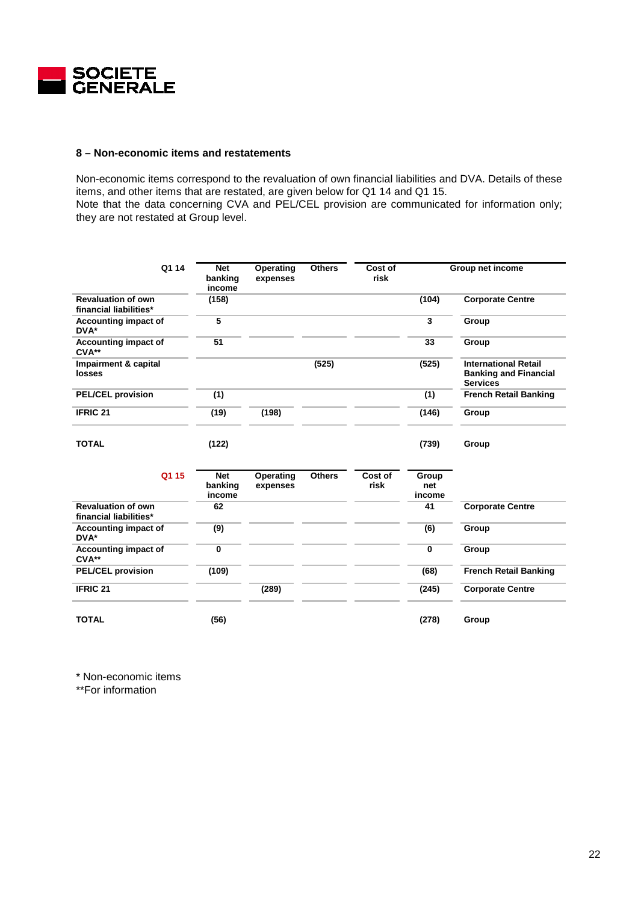## 8 – Non-economic items and restatements

Non-economic items correspond to the revaluation of own financial liabilities and DVA. Details of these items, and other items that are restated, are given below for Q1 14 and Q1 15.
Note that the data concerning CVA and PEL/CEL provision are communicated for information only; they are not restated at Group level.

| Q1 14 | Net banking income | Operating expenses | Others | Cost of risk | Group net income | |
|---|---|---|---|---|---|---|
| Revaluation of own financial liabilities* | (158) | | | | (104) | Corporate Centre |
| Accounting impact of DVA* | 5 | | | | 3 | Group |
| Accounting impact of CVA** | 51 | | | | 33 | Group |
| Impairment & capital losses | | | (525) | | (525) | International Retail Banking and Financial Services |
| PEL/CEL provision | (1) | | | | (1) | French Retail Banking |
| IFRIC 21 | (19) | (198) | | | (146) | Group |
| TOTAL | (122) | | | | (739) | Group |

| Q1 15 | Net banking income | Operating expenses | Others | Cost of risk | Group net income | |
|---|---|---|---|---|---|---|
| Revaluation of own financial liabilities* | 62 | | | | 41 | Corporate Centre |
| Accounting impact of DVA* | (9) | | | | (6) | Group |
| Accounting impact of CVA** | 0 | | | | 0 | Group |
| PEL/CEL provision | (109) | | | | (68) | French Retail Banking |
| IFRIC 21 | | (289) | | | (245) | Corporate Centre |
| TOTAL | (56) | | | | (278) | Group |

\* Non-economic items
**For information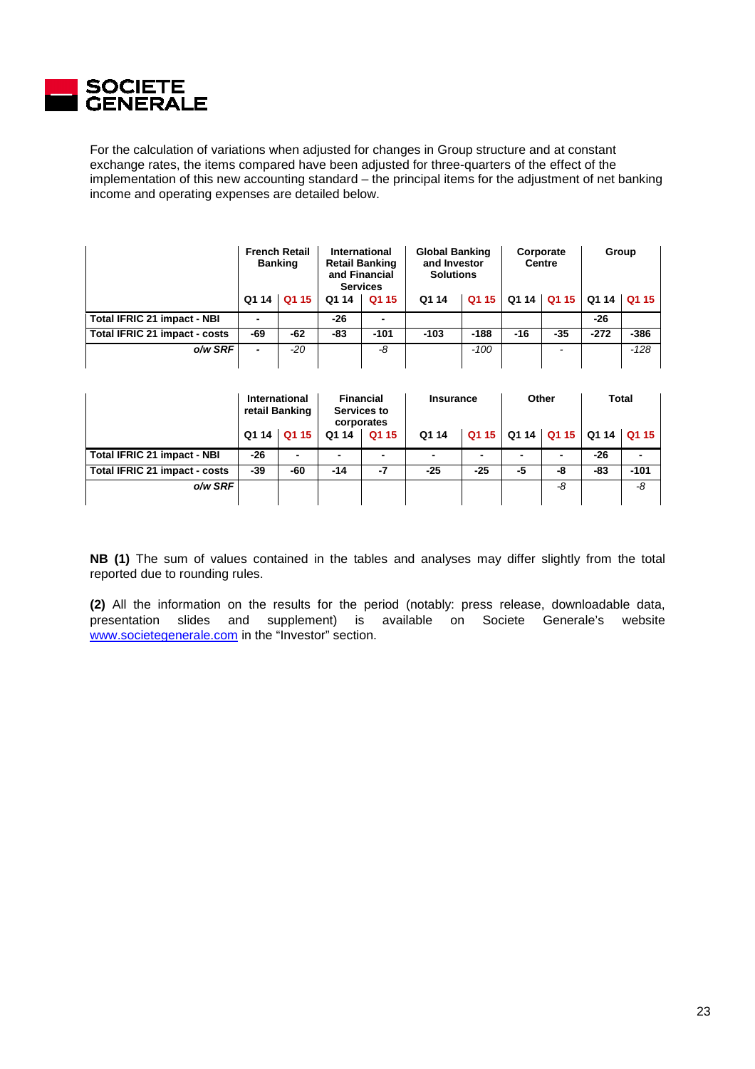For the calculation of variations when adjusted for changes in Group structure and at constant exchange rates, the items compared have been adjusted for three-quarters of the effect of the implementation of this new accounting standard – the principal items for the adjustment of net banking income and operating expenses are detailed below.

| | French Retail Banking | | International Retail Banking and Financial Services | | Global Banking and Investor Solutions | | Corporate Centre | | Group | |
|---|---|---|---|---|---|---|---|---|---|---|
| | Q1 14 | Q1 15 | Q1 14 | Q1 15 | Q1 14 | Q1 15 | Q1 14 | Q1 15 | Q1 14 | Q1 15 |
| **Total IFRIC 21 impact - NBI** | - | | -26 | - | | | | | -26 | |
| **Total IFRIC 21 impact - costs** | -69 | -62 | -83 | -101 | -103 | -188 | -16 | -35 | -272 | -386 |
| ***o/w SRF*** | - | *-20* | | *-8* | | *-100* | | - | | *-128* |

| | International retail Banking | | Financial Services to corporates | | Insurance | | Other | | Total | |
|---|---|---|---|---|---|---|---|---|---|---|
| | Q1 14 | Q1 15 | Q1 14 | Q1 15 | Q1 14 | Q1 15 | Q1 14 | Q1 15 | Q1 14 | Q1 15 |
| **Total IFRIC 21 impact - NBI** | -26 | - | - | - | - | - | - | - | -26 | - |
| **Total IFRIC 21 impact - costs** | -39 | -60 | -14 | -7 | -25 | -25 | -5 | -8 | -83 | -101 |
| ***o/w SRF*** | | | | | | | | *-8* | | *-8* |

**NB (1)** The sum of values contained in the tables and analyses may differ slightly from the total reported due to rounding rules.

**(2)** All the information on the results for the period (notably: press release, downloadable data, presentation slides and supplement) is available on Societe Generale's website www.societegenerale.com in the "Investor" section.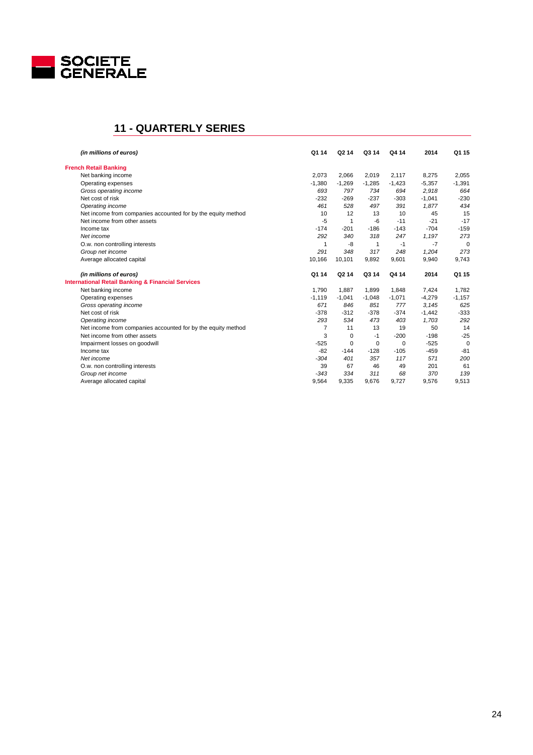## 11 - QUARTERLY SERIES

| *(in millions of euros)* | Q1 14 | Q2 14 | Q3 14 | Q4 14 | 2014 | Q1 15 |
|---|---|---|---|---|---|---|
| **French Retail Banking** | | | | | | |
| Net banking income | 2,073 | 2,066 | 2,019 | 2,117 | 8,275 | 2,055 |
| Operating expenses | -1,380 | -1,269 | -1,285 | -1,423 | -5,357 | -1,391 |
| *Gross operating income* | *693* | *797* | *734* | *694* | *2,918* | *664* |
| Net cost of risk | -232 | -269 | -237 | -303 | -1,041 | -230 |
| *Operating income* | *461* | *528* | *497* | *391* | *1,877* | *434* |
| Net income from companies accounted for by the equity method | 10 | 12 | 13 | 10 | 45 | 15 |
| Net income from other assets | -5 | 1 | -6 | -11 | -21 | -17 |
| Income tax | -174 | -201 | -186 | -143 | -704 | -159 |
| *Net income* | *292* | *340* | *318* | *247* | *1,197* | *273* |
| O.w. non controlling interests | 1 | -8 | 1 | -1 | -7 | 0 |
| *Group net income* | *291* | *348* | *317* | *248* | *1,204* | *273* |
| Average allocated capital | 10,166 | 10,101 | 9,892 | 9,601 | 9,940 | 9,743 |

| *(in millions of euros)* | Q1 14 | Q2 14 | Q3 14 | Q4 14 | 2014 | Q1 15 |
|---|---|---|---|---|---|---|
| **International Retail Banking & Financial Services** | | | | | | |
| Net banking income | 1,790 | 1,887 | 1,899 | 1,848 | 7,424 | 1,782 |
| Operating expenses | -1,119 | -1,041 | -1,048 | -1,071 | -4,279 | -1,157 |
| *Gross operating income* | *671* | *846* | *851* | *777* | *3,145* | *625* |
| Net cost of risk | -378 | -312 | -378 | -374 | -1,442 | -333 |
| *Operating income* | *293* | *534* | *473* | *403* | *1,703* | *292* |
| Net income from companies accounted for by the equity method | 7 | 11 | 13 | 19 | 50 | 14 |
| Net income from other assets | 3 | 0 | -1 | -200 | -198 | -25 |
| Impairment losses on goodwill | -525 | 0 | 0 | 0 | -525 | 0 |
| Income tax | -82 | -144 | -128 | -105 | -459 | -81 |
| *Net income* | *-304* | *401* | *357* | *117* | *571* | *200* |
| O.w. non controlling interests | 39 | 67 | 46 | 49 | 201 | 61 |
| *Group net income* | *-343* | *334* | *311* | *68* | *370* | *139* |
| Average allocated capital | 9,564 | 9,335 | 9,676 | 9,727 | 9,576 | 9,513 |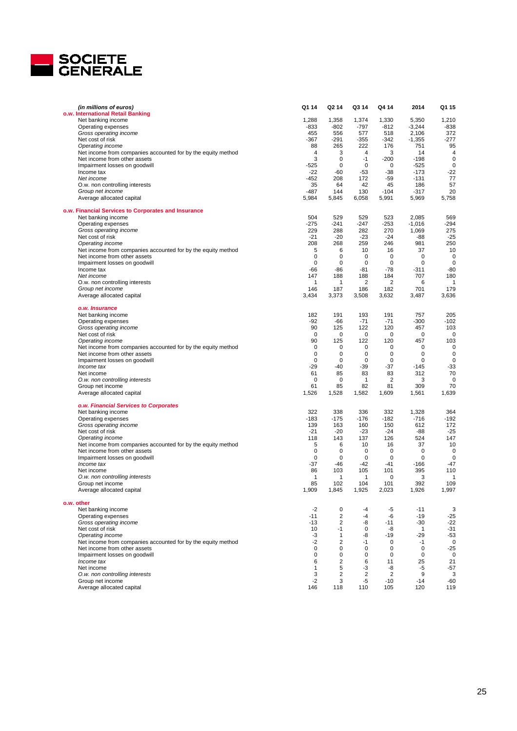**SOCIETE GENERALE**

| *(in millions of euros)* | Q1 14 | Q2 14 | Q3 14 | Q4 14 | 2014 | Q1 15 |
|---|---|---|---|---|---|---|
| **o.w. International Retail Banking** | | | | | | |
| Net banking income | 1,288 | 1,358 | 1,374 | 1,330 | 5,350 | 1,210 |
| Operating expenses | -833 | -802 | -797 | -812 | -3,244 | -838 |
| *Gross operating income* | 455 | 556 | 577 | 518 | 2,106 | 372 |
| Net cost of risk | -367 | -291 | -355 | -342 | -1,355 | -277 |
| *Operating income* | 88 | 265 | 222 | 176 | 751 | 95 |
| Net income from companies accounted for by the equity method | 4 | 3 | 4 | 3 | 14 | 4 |
| Net income from other assets | 3 | 0 | -1 | -200 | -198 | 0 |
| Impairment losses on goodwill | -525 | 0 | 0 | 0 | -525 | 0 |
| Income tax | -22 | -60 | -53 | -38 | -173 | -22 |
| *Net income* | -452 | 208 | 172 | -59 | -131 | 77 |
| O.w. non controlling interests | 35 | 64 | 42 | 45 | 186 | 57 |
| *Group net income* | -487 | 144 | 130 | -104 | -317 | 20 |
| Average allocated capital | 5,984 | 5,845 | 6,058 | 5,991 | 5,969 | 5,758 |
| **o.w. Financial Services to Corporates and Insurance** | | | | | | |
| Net banking income | 504 | 529 | 529 | 523 | 2,085 | 569 |
| Operating expenses | -275 | -241 | -247 | -253 | -1,016 | -294 |
| *Gross operating income* | 229 | 288 | 282 | 270 | 1,069 | 275 |
| Net cost of risk | -21 | -20 | -23 | -24 | -88 | -25 |
| *Operating income* | 208 | 268 | 259 | 246 | 981 | 250 |
| Net income from companies accounted for by the equity method | 5 | 6 | 10 | 16 | 37 | 10 |
| Net income from other assets | 0 | 0 | 0 | 0 | 0 | 0 |
| Impairment losses on goodwill | 0 | 0 | 0 | 0 | 0 | 0 |
| Income tax | -66 | -86 | -81 | -78 | -311 | -80 |
| *Net income* | 147 | 188 | 188 | 184 | 707 | 180 |
| O.w. non controlling interests | 1 | 1 | 2 | 2 | 6 | 1 |
| *Group net income* | 146 | 187 | 186 | 182 | 701 | 179 |
| Average allocated capital | 3,434 | 3,373 | 3,508 | 3,632 | 3,487 | 3,636 |
| ***o.w. Insurance*** | | | | | | |
| Net banking income | 182 | 191 | 193 | 191 | 757 | 205 |
| Operating expenses | -92 | -66 | -71 | -71 | -300 | -102 |
| *Gross operating income* | 90 | 125 | 122 | 120 | 457 | 103 |
| Net cost of risk | 0 | 0 | 0 | 0 | 0 | 0 |
| *Operating income* | 90 | 125 | 122 | 120 | 457 | 103 |
| Net income from companies accounted for by the equity method | 0 | 0 | 0 | 0 | 0 | 0 |
| Net income from other assets | 0 | 0 | 0 | 0 | 0 | 0 |
| Impairment losses on goodwill | 0 | 0 | 0 | 0 | 0 | 0 |
| *Income tax* | -29 | -40 | -39 | -37 | -145 | -33 |
| Net income | 61 | 85 | 83 | 83 | 312 | 70 |
| *O.w. non controlling interests* | 0 | 0 | 1 | 2 | 3 | 0 |
| Group net income | 61 | 85 | 82 | 81 | 309 | 70 |
| Average allocated capital | 1,526 | 1,528 | 1,582 | 1,609 | 1,561 | 1,639 |
| ***o.w. Financial Services to Corporates*** | | | | | | |
| Net banking income | 322 | 338 | 336 | 332 | 1,328 | 364 |
| Operating expenses | -183 | -175 | -176 | -182 | -716 | -192 |
| *Gross operating income* | 139 | 163 | 160 | 150 | 612 | 172 |
| Net cost of risk | -21 | -20 | -23 | -24 | -88 | -25 |
| *Operating income* | 118 | 143 | 137 | 126 | 524 | 147 |
| Net income from companies accounted for by the equity method | 5 | 6 | 10 | 16 | 37 | 10 |
| Net income from other assets | 0 | 0 | 0 | 0 | 0 | 0 |
| Impairment losses on goodwill | 0 | 0 | 0 | 0 | 0 | 0 |
| *Income tax* | -37 | -46 | -42 | -41 | -166 | -47 |
| Net income | 86 | 103 | 105 | 101 | 395 | 110 |
| *O.w. non controlling interests* | 1 | 1 | 1 | 0 | 3 | 1 |
| Group net income | 85 | 102 | 104 | 101 | 392 | 109 |
| Average allocated capital | 1,909 | 1,845 | 1,925 | 2,023 | 1,926 | 1,997 |
| **o.w. other** | | | | | | |
| Net banking income | -2 | 0 | -4 | -5 | -11 | 3 |
| Operating expenses | -11 | 2 | -4 | -6 | -19 | -25 |
| *Gross operating income* | -13 | 2 | -8 | -11 | -30 | -22 |
| Net cost of risk | 10 | -1 | 0 | -8 | 1 | -31 |
| *Operating income* | -3 | 1 | -8 | -19 | -29 | -53 |
| Net income from companies accounted for by the equity method | -2 | 2 | -1 | 0 | -1 | 0 |
| Net income from other assets | 0 | 0 | 0 | 0 | 0 | -25 |
| Impairment losses on goodwill | 0 | 0 | 0 | 0 | 0 | 0 |
| *Income tax* | 6 | 2 | 6 | 11 | 25 | 21 |
| Net income | 1 | 5 | -3 | -8 | -5 | -57 |
| *O.w. non controlling interests* | 3 | 2 | 2 | 2 | 9 | 3 |
| Group net income | -2 | 3 | -5 | -10 | -14 | -60 |
| Average allocated capital | 146 | 118 | 110 | 105 | 120 | 119 |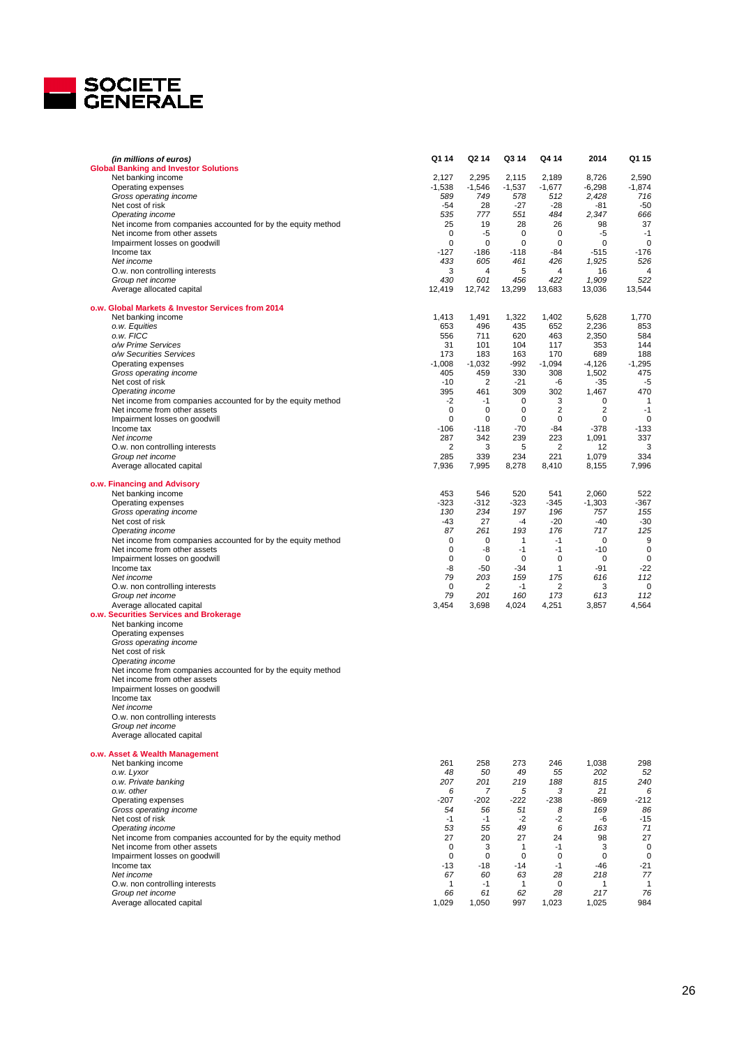**SOCIETE GENERALE**

| *(in millions of euros)* | Q1 14 | Q2 14 | Q3 14 | Q4 14 | 2014 | Q1 15 |
|---|---|---|---|---|---|---|
| **Global Banking and Investor Solutions** | | | | | | |
| Net banking income | 2,127 | 2,295 | 2,115 | 2,189 | 8,726 | 2,590 |
| Operating expenses | -1,538 | -1,546 | -1,537 | -1,677 | -6,298 | -1,874 |
| *Gross operating income* | *589* | *749* | *578* | *512* | *2,428* | *716* |
| Net cost of risk | -54 | 28 | -27 | -28 | -81 | -50 |
| *Operating income* | *535* | *777* | *551* | *484* | *2,347* | *666* |
| Net income from companies accounted for by the equity method | 25 | 19 | 28 | 26 | 98 | 37 |
| Net income from other assets | 0 | -5 | 0 | 0 | -5 | -1 |
| Impairment losses on goodwill | 0 | 0 | 0 | 0 | 0 | 0 |
| Income tax | -127 | -186 | -118 | -84 | -515 | -176 |
| *Net income* | *433* | *605* | *461* | *426* | *1,925* | *526* |
| O.w. non controlling interests | 3 | 4 | 5 | 4 | 16 | 4 |
| *Group net income* | *430* | *601* | *456* | *422* | *1,909* | *522* |
| Average allocated capital | 12,419 | 12,742 | 13,299 | 13,683 | 13,036 | 13,544 |
| **o.w. Global Markets & Investor Services from 2014** | | | | | | |
| Net banking income | 1,413 | 1,491 | 1,322 | 1,402 | 5,628 | 1,770 |
| *o.w. Equities* | 653 | 496 | 435 | 652 | 2,236 | 853 |
| *o.w. FICC* | 556 | 711 | 620 | 463 | 2,350 | 584 |
| *o/w Prime Services* | 31 | 101 | 104 | 117 | 353 | 144 |
| *o/w Securities Services* | 173 | 183 | 163 | 170 | 689 | 188 |
| Operating expenses | -1,008 | -1,032 | -992 | -1,094 | -4,126 | -1,295 |
| *Gross operating income* | 405 | 459 | 330 | 308 | 1,502 | 475 |
| Net cost of risk | -10 | 2 | -21 | -6 | -35 | -5 |
| *Operating income* | 395 | 461 | 309 | 302 | 1,467 | 470 |
| Net income from companies accounted for by the equity method | -2 | -1 | 0 | 3 | 0 | 1 |
| Net income from other assets | 0 | 0 | 0 | 2 | 2 | -1 |
| Impairment losses on goodwill | 0 | 0 | 0 | 0 | 0 | 0 |
| Income tax | -106 | -118 | -70 | -84 | -378 | -133 |
| *Net income* | 287 | 342 | 239 | 223 | 1,091 | 337 |
| O.w. non controlling interests | 2 | 3 | 5 | 2 | 12 | 3 |
| *Group net income* | 285 | 339 | 234 | 221 | 1,079 | 334 |
| Average allocated capital | 7,936 | 7,995 | 8,278 | 8,410 | 8,155 | 7,996 |
| **o.w. Financing and Advisory** | | | | | | |
| Net banking income | 453 | 546 | 520 | 541 | 2,060 | 522 |
| Operating expenses | -323 | -312 | -323 | -345 | -1,303 | -367 |
| *Gross operating income* | *130* | *234* | *197* | *196* | *757* | *155* |
| Net cost of risk | -43 | 27 | -4 | -20 | -40 | -30 |
| *Operating income* | *87* | *261* | *193* | *176* | *717* | *125* |
| Net income from companies accounted for by the equity method | 0 | 0 | 1 | -1 | 0 | 9 |
| Net income from other assets | 0 | -8 | -1 | -1 | -10 | 0 |
| Impairment losses on goodwill | 0 | 0 | 0 | 0 | 0 | 0 |
| Income tax | -8 | -50 | -34 | 1 | -91 | -22 |
| *Net income* | *79* | *203* | *159* | *175* | *616* | *112* |
| O.w. non controlling interests | 0 | 2 | -1 | 2 | 3 | 0 |
| *Group net income* | *79* | *201* | *160* | *173* | *613* | *112* |
| Average allocated capital | 3,454 | 3,698 | 4,024 | 4,251 | 3,857 | 4,564 |
| **o.w. Securities Services and Brokerage** | | | | | | |
| Net banking income | | | | | | |
| Operating expenses | | | | | | |
| *Gross operating income* | | | | | | |
| Net cost of risk | | | | | | |
| *Operating income* | | | | | | |
| Net income from companies accounted for by the equity method | | | | | | |
| Net income from other assets | | | | | | |
| Impairment losses on goodwill | | | | | | |
| Income tax | | | | | | |
| *Net income* | | | | | | |
| O.w. non controlling interests | | | | | | |
| *Group net income* | | | | | | |
| Average allocated capital | | | | | | |
| **o.w. Asset & Wealth Management** | | | | | | |
| Net banking income | 261 | 258 | 273 | 246 | 1,038 | 298 |
| *o.w. Lyxor* | *48* | *50* | *49* | *55* | *202* | *52* |
| *o.w. Private banking* | *207* | *201* | *219* | *188* | *815* | *240* |
| *o.w. other* | *6* | *7* | *5* | *3* | *21* | *6* |
| Operating expenses | -207 | -202 | -222 | -238 | -869 | -212 |
| *Gross operating income* | *54* | *56* | *51* | *8* | *169* | *86* |
| Net cost of risk | -1 | -1 | -2 | -2 | -6 | -15 |
| *Operating income* | *53* | *55* | *49* | *6* | *163* | *71* |
| Net income from companies accounted for by the equity method | 27 | 20 | 27 | 24 | 98 | 27 |
| Net income from other assets | 0 | 3 | 1 | -1 | 3 | 0 |
| Impairment losses on goodwill | 0 | 0 | 0 | 0 | 0 | 0 |
| Income tax | -13 | -18 | -14 | -1 | -46 | -21 |
| *Net income* | *67* | *60* | *63* | *28* | *218* | *77* |
| O.w. non controlling interests | 1 | -1 | 1 | 0 | 1 | 1 |
| *Group net income* | *66* | *61* | *62* | *28* | *217* | *76* |
| Average allocated capital | 1,029 | 1,050 | 997 | 1,023 | 1,025 | 984 |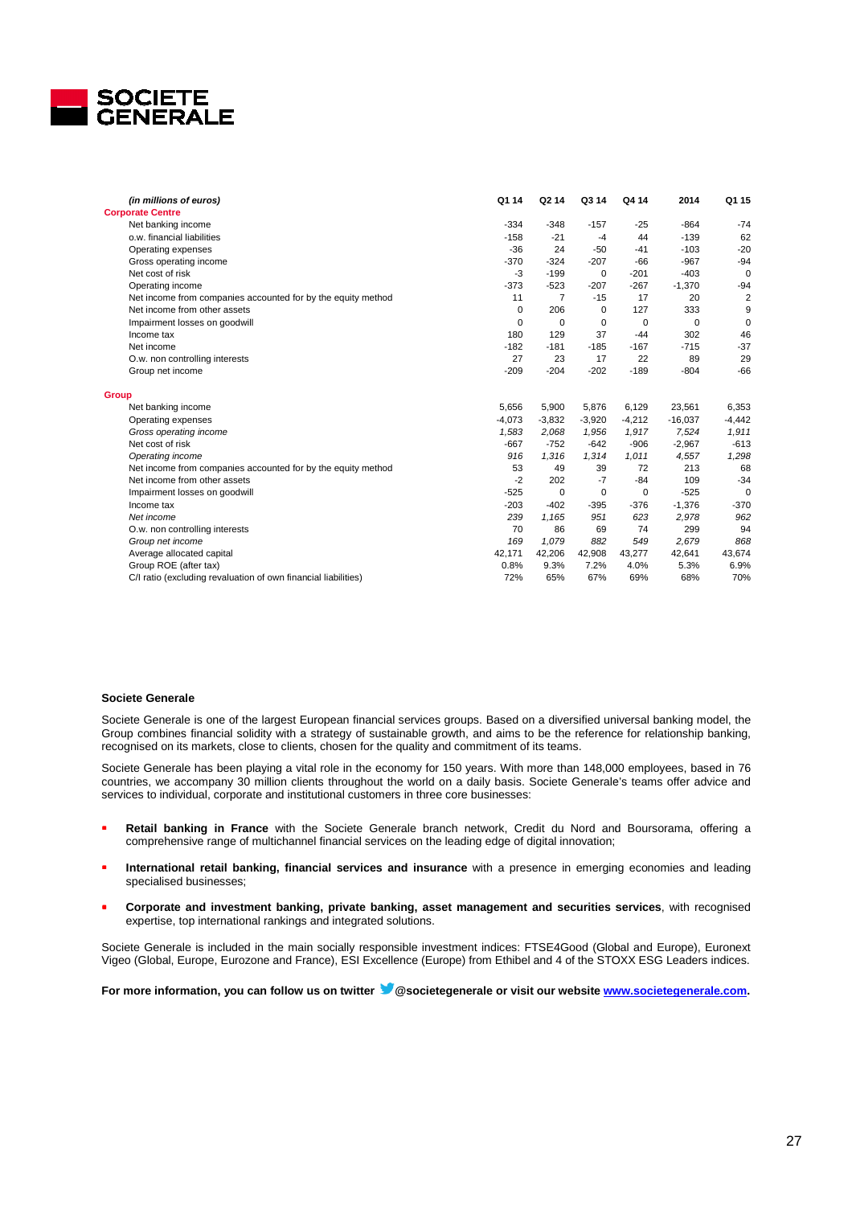| *(in millions of euros)* | Q1 14 | Q2 14 | Q3 14 | Q4 14 | 2014 | Q1 15 |
|---|---|---|---|---|---|---|
| **Corporate Centre** | | | | | | |
| Net banking income | -334 | -348 | -157 | -25 | -864 | -74 |
| o.w. financial liabilities | -158 | -21 | -4 | 44 | -139 | 62 |
| Operating expenses | -36 | 24 | -50 | -41 | -103 | -20 |
| Gross operating income | -370 | -324 | -207 | -66 | -967 | -94 |
| Net cost of risk | -3 | -199 | 0 | -201 | -403 | 0 |
| Operating income | -373 | -523 | -207 | -267 | -1,370 | -94 |
| Net income from companies accounted for by the equity method | 11 | 7 | -15 | 17 | 20 | 2 |
| Net income from other assets | 0 | 206 | 0 | 127 | 333 | 9 |
| Impairment losses on goodwill | 0 | 0 | 0 | 0 | 0 | 0 |
| Income tax | 180 | 129 | 37 | -44 | 302 | 46 |
| Net income | -182 | -181 | -185 | -167 | -715 | -37 |
| O.w. non controlling interests | 27 | 23 | 17 | 22 | 89 | 29 |
| Group net income | -209 | -204 | -202 | -189 | -804 | -66 |
| **Group** | | | | | | |
| Net banking income | 5,656 | 5,900 | 5,876 | 6,129 | 23,561 | 6,353 |
| Operating expenses | -4,073 | -3,832 | -3,920 | -4,212 | -16,037 | -4,442 |
| *Gross operating income* | *1,583* | *2,068* | *1,956* | *1,917* | *7,524* | *1,911* |
| Net cost of risk | -667 | -752 | -642 | -906 | -2,967 | -613 |
| *Operating income* | *916* | *1,316* | *1,314* | *1,011* | *4,557* | *1,298* |
| Net income from companies accounted for by the equity method | 53 | 49 | 39 | 72 | 213 | 68 |
| Net income from other assets | -2 | 202 | -7 | -84 | 109 | -34 |
| Impairment losses on goodwill | -525 | 0 | 0 | 0 | -525 | 0 |
| Income tax | -203 | -402 | -395 | -376 | -1,376 | -370 |
| *Net income* | *239* | *1,165* | *951* | *623* | *2,978* | *962* |
| O.w. non controlling interests | 70 | 86 | 69 | 74 | 299 | 94 |
| *Group net income* | *169* | *1,079* | *882* | *549* | *2,679* | *868* |
| Average allocated capital | 42,171 | 42,206 | 42,908 | 43,277 | 42,641 | 43,674 |
| Group ROE (after tax) | 0.8% | 9.3% | 7.2% | 4.0% | 5.3% | 6.9% |
| C/I ratio (excluding revaluation of own financial liabilities) | 72% | 65% | 67% | 69% | 68% | 70% |

**Societe Generale**

Societe Generale is one of the largest European financial services groups. Based on a diversified universal banking model, the Group combines financial solidity with a strategy of sustainable growth, and aims to be the reference for relationship banking, recognised on its markets, close to clients, chosen for the quality and commitment of its teams.

Societe Generale has been playing a vital role in the economy for 150 years. With more than 148,000 employees, based in 76 countries, we accompany 30 million clients throughout the world on a daily basis. Societe Generale's teams offer advice and services to individual, corporate and institutional customers in three core businesses:

- **Retail banking in France** with the Societe Generale branch network, Credit du Nord and Boursorama, offering a comprehensive range of multichannel financial services on the leading edge of digital innovation;
- **International retail banking, financial services and insurance** with a presence in emerging economies and leading specialised businesses;
- **Corporate and investment banking, private banking, asset management and securities services**, with recognised expertise, top international rankings and integrated solutions.

Societe Generale is included in the main socially responsible investment indices: FTSE4Good (Global and Europe), Euronext Vigeo (Global, Europe, Eurozone and France), ESI Excellence (Europe) from Ethibel and 4 of the STOXX ESG Leaders indices.

**For more information, you can follow us on twitter @societegenerale or visit our website [www.societegenerale.com](http://www.societegenerale.com).**